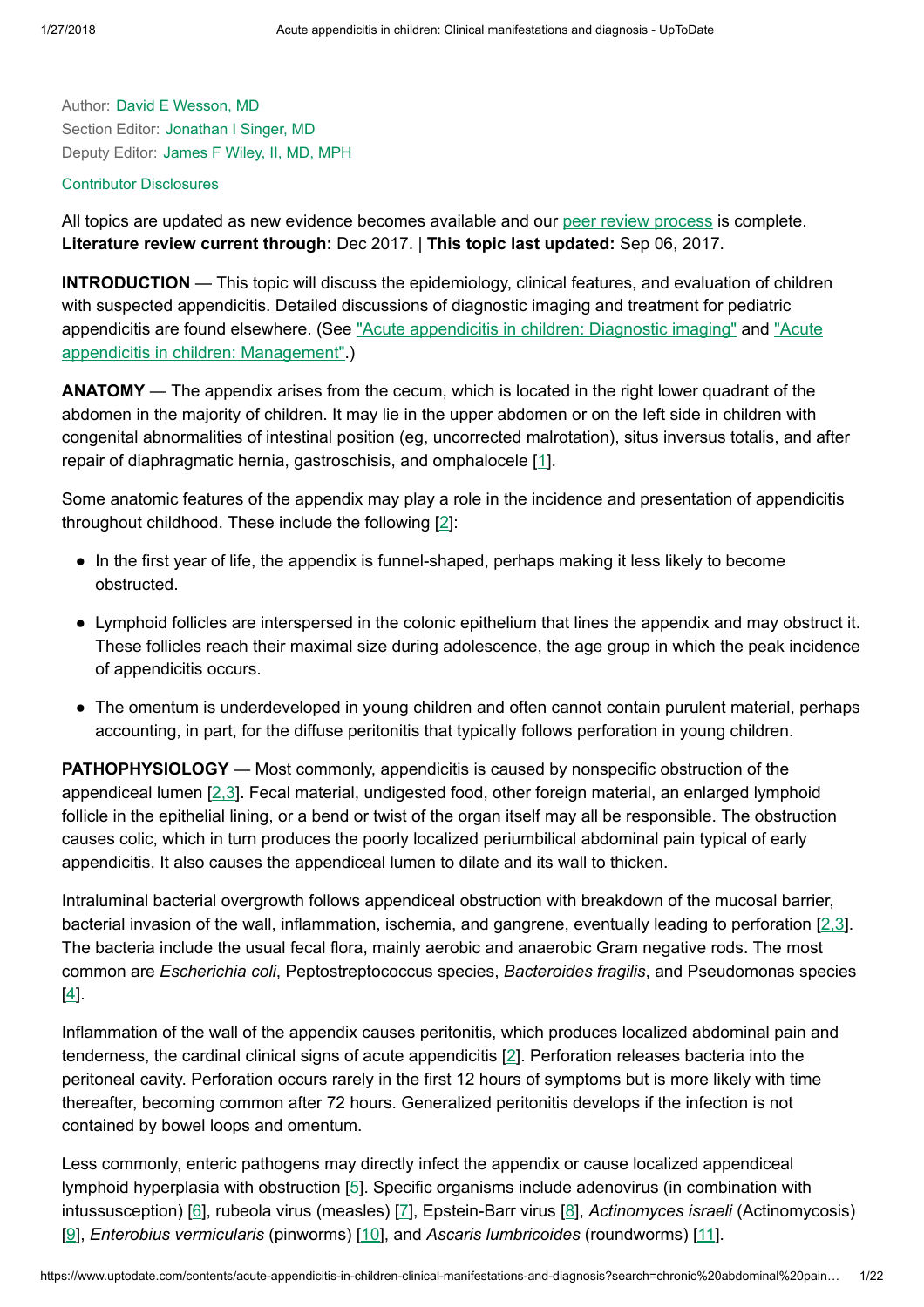Author: David E Wesson, MD
Section Editor: Jonathan I Singer, MD
Deputy Editor: James F Wiley, II, MD, MPH

Contributor Disclosures

All topics are updated as new evidence becomes available and our peer review process is complete.
**Literature review current through:** Dec 2017. | **This topic last updated:** Sep 06, 2017.

**INTRODUCTION** — This topic will discuss the epidemiology, clinical features, and evaluation of children with suspected appendicitis. Detailed discussions of diagnostic imaging and treatment for pediatric appendicitis are found elsewhere. (See "Acute appendicitis in children: Diagnostic imaging" and "Acute appendicitis in children: Management".)

**ANATOMY** — The appendix arises from the cecum, which is located in the right lower quadrant of the abdomen in the majority of children. It may lie in the upper abdomen or on the left side in children with congenital abnormalities of intestinal position (eg, uncorrected malrotation), situs inversus totalis, and after repair of diaphragmatic hernia, gastroschisis, and omphalocele [1].

Some anatomic features of the appendix may play a role in the incidence and presentation of appendicitis throughout childhood. These include the following [2]:

- In the first year of life, the appendix is funnel-shaped, perhaps making it less likely to become obstructed.
- Lymphoid follicles are interspersed in the colonic epithelium that lines the appendix and may obstruct it. These follicles reach their maximal size during adolescence, the age group in which the peak incidence of appendicitis occurs.
- The omentum is underdeveloped in young children and often cannot contain purulent material, perhaps accounting, in part, for the diffuse peritonitis that typically follows perforation in young children.

**PATHOPHYSIOLOGY** — Most commonly, appendicitis is caused by nonspecific obstruction of the appendiceal lumen [2,3]. Fecal material, undigested food, other foreign material, an enlarged lymphoid follicle in the epithelial lining, or a bend or twist of the organ itself may all be responsible. The obstruction causes colic, which in turn produces the poorly localized periumbilical abdominal pain typical of early appendicitis. It also causes the appendiceal lumen to dilate and its wall to thicken.

Intraluminal bacterial overgrowth follows appendiceal obstruction with breakdown of the mucosal barrier, bacterial invasion of the wall, inflammation, ischemia, and gangrene, eventually leading to perforation [2,3]. The bacteria include the usual fecal flora, mainly aerobic and anaerobic Gram negative rods. The most common are *Escherichia coli*, Peptostreptococcus species, *Bacteroides fragilis*, and Pseudomonas species [4].

Inflammation of the wall of the appendix causes peritonitis, which produces localized abdominal pain and tenderness, the cardinal clinical signs of acute appendicitis [2]. Perforation releases bacteria into the peritoneal cavity. Perforation occurs rarely in the first 12 hours of symptoms but is more likely with time thereafter, becoming common after 72 hours. Generalized peritonitis develops if the infection is not contained by bowel loops and omentum.

Less commonly, enteric pathogens may directly infect the appendix or cause localized appendiceal lymphoid hyperplasia with obstruction [5]. Specific organisms include adenovirus (in combination with intussusception) [6], rubeola virus (measles) [7], Epstein-Barr virus [8], *Actinomyces israeli* (Actinomycosis) [9], *Enterobius vermicularis* (pinworms) [10], and *Ascaris lumbricoides* (roundworms) [11].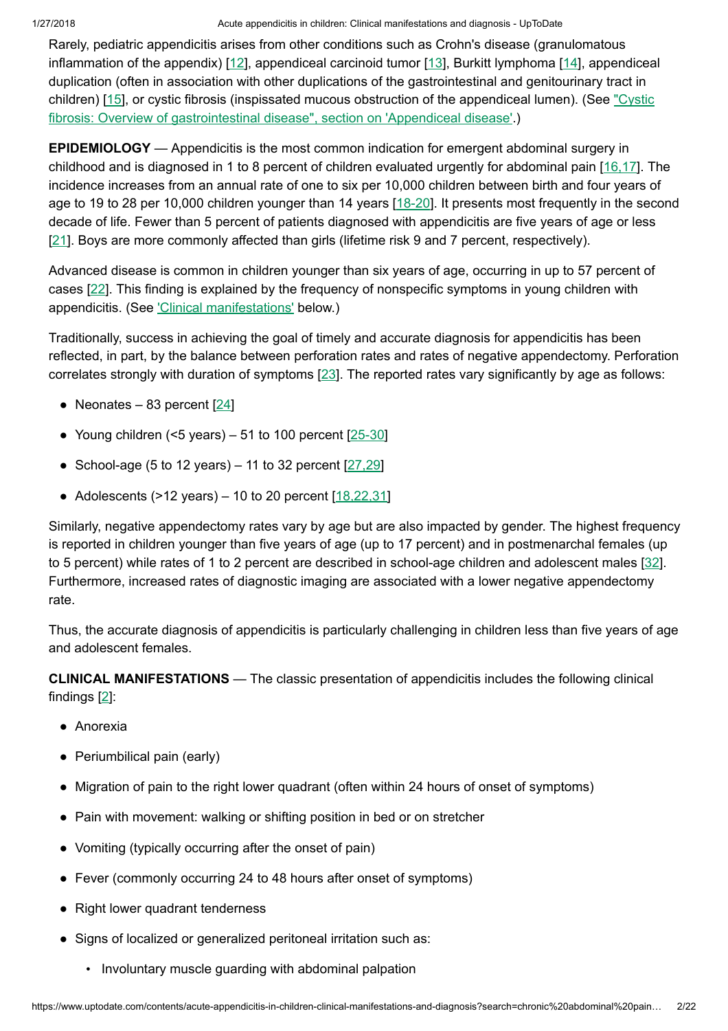Rarely, pediatric appendicitis arises from other conditions such as Crohn's disease (granulomatous inflammation of the appendix) [12], appendiceal carcinoid tumor [13], Burkitt lymphoma [14], appendiceal duplication (often in association with other duplications of the gastrointestinal and genitourinary tract in children) [15], or cystic fibrosis (inspissated mucous obstruction of the appendiceal lumen). (See "Cystic fibrosis: Overview of gastrointestinal disease", section on 'Appendiceal disease'.)

**EPIDEMIOLOGY** — Appendicitis is the most common indication for emergent abdominal surgery in childhood and is diagnosed in 1 to 8 percent of children evaluated urgently for abdominal pain [16,17]. The incidence increases from an annual rate of one to six per 10,000 children between birth and four years of age to 19 to 28 per 10,000 children younger than 14 years [18-20]. It presents most frequently in the second decade of life. Fewer than 5 percent of patients diagnosed with appendicitis are five years of age or less [21]. Boys are more commonly affected than girls (lifetime risk 9 and 7 percent, respectively).

Advanced disease is common in children younger than six years of age, occurring in up to 57 percent of cases [22]. This finding is explained by the frequency of nonspecific symptoms in young children with appendicitis. (See 'Clinical manifestations' below.)

Traditionally, success in achieving the goal of timely and accurate diagnosis for appendicitis has been reflected, in part, by the balance between perforation rates and rates of negative appendectomy. Perforation correlates strongly with duration of symptoms [23]. The reported rates vary significantly by age as follows:

- Neonates – 83 percent [24]
- Young children (<5 years) – 51 to 100 percent [25-30]
- School-age (5 to 12 years) – 11 to 32 percent [27,29]
- Adolescents (>12 years) – 10 to 20 percent [18,22,31]

Similarly, negative appendectomy rates vary by age but are also impacted by gender. The highest frequency is reported in children younger than five years of age (up to 17 percent) and in postmenarchal females (up to 5 percent) while rates of 1 to 2 percent are described in school-age children and adolescent males [32]. Furthermore, increased rates of diagnostic imaging are associated with a lower negative appendectomy rate.

Thus, the accurate diagnosis of appendicitis is particularly challenging in children less than five years of age and adolescent females.

**CLINICAL MANIFESTATIONS** — The classic presentation of appendicitis includes the following clinical findings [2]:

- Anorexia
- Periumbilical pain (early)
- Migration of pain to the right lower quadrant (often within 24 hours of onset of symptoms)
- Pain with movement: walking or shifting position in bed or on stretcher
- Vomiting (typically occurring after the onset of pain)
- Fever (commonly occurring 24 to 48 hours after onset of symptoms)
- Right lower quadrant tenderness
- Signs of localized or generalized peritoneal irritation such as:
  - Involuntary muscle guarding with abdominal palpation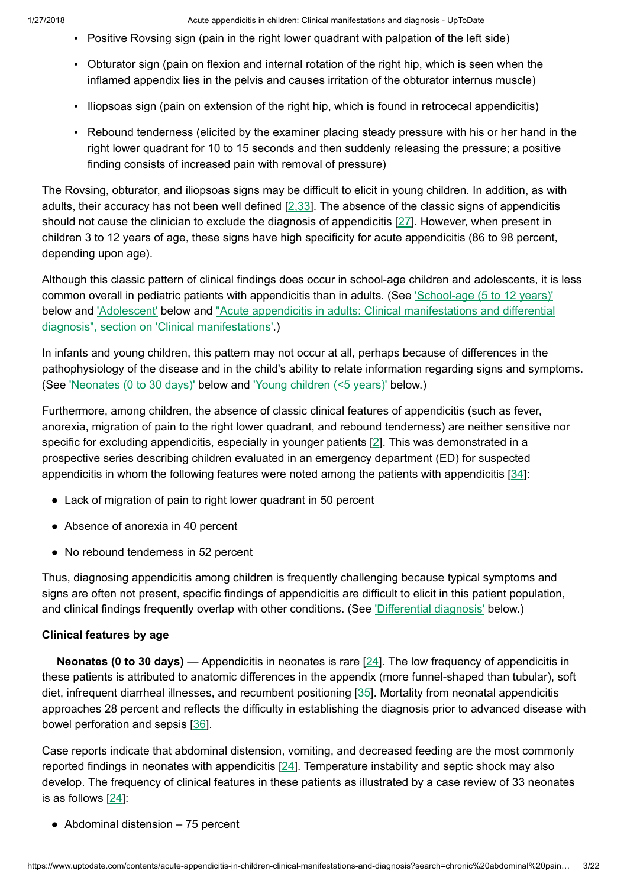- Positive Rovsing sign (pain in the right lower quadrant with palpation of the left side)
- Obturator sign (pain on flexion and internal rotation of the right hip, which is seen when the inflamed appendix lies in the pelvis and causes irritation of the obturator internus muscle)
- Iliopsoas sign (pain on extension of the right hip, which is found in retrocecal appendicitis)
- Rebound tenderness (elicited by the examiner placing steady pressure with his or her hand in the right lower quadrant for 10 to 15 seconds and then suddenly releasing the pressure; a positive finding consists of increased pain with removal of pressure)

The Rovsing, obturator, and iliopsoas signs may be difficult to elicit in young children. In addition, as with adults, their accuracy has not been well defined [2,33]. The absence of the classic signs of appendicitis should not cause the clinician to exclude the diagnosis of appendicitis [27]. However, when present in children 3 to 12 years of age, these signs have high specificity for acute appendicitis (86 to 98 percent, depending upon age).

Although this classic pattern of clinical findings does occur in school-age children and adolescents, it is less common overall in pediatric patients with appendicitis than in adults. (See 'School-age (5 to 12 years)' below and 'Adolescent' below and "Acute appendicitis in adults: Clinical manifestations and differential diagnosis", section on 'Clinical manifestations'.)

In infants and young children, this pattern may not occur at all, perhaps because of differences in the pathophysiology of the disease and in the child's ability to relate information regarding signs and symptoms. (See 'Neonates (0 to 30 days)' below and 'Young children (<5 years)' below.)

Furthermore, among children, the absence of classic clinical features of appendicitis (such as fever, anorexia, migration of pain to the right lower quadrant, and rebound tenderness) are neither sensitive nor specific for excluding appendicitis, especially in younger patients [2]. This was demonstrated in a prospective series describing children evaluated in an emergency department (ED) for suspected appendicitis in whom the following features were noted among the patients with appendicitis [34]:

- Lack of migration of pain to right lower quadrant in 50 percent
- Absence of anorexia in 40 percent
- No rebound tenderness in 52 percent

Thus, diagnosing appendicitis among children is frequently challenging because typical symptoms and signs are often not present, specific findings of appendicitis are difficult to elicit in this patient population, and clinical findings frequently overlap with other conditions. (See 'Differential diagnosis' below.)

### Clinical features by age

**Neonates (0 to 30 days)** — Appendicitis in neonates is rare [24]. The low frequency of appendicitis in these patients is attributed to anatomic differences in the appendix (more funnel-shaped than tubular), soft diet, infrequent diarrheal illnesses, and recumbent positioning [35]. Mortality from neonatal appendicitis approaches 28 percent and reflects the difficulty in establishing the diagnosis prior to advanced disease with bowel perforation and sepsis [36].

Case reports indicate that abdominal distension, vomiting, and decreased feeding are the most commonly reported findings in neonates with appendicitis [24]. Temperature instability and septic shock may also develop. The frequency of clinical features in these patients as illustrated by a case review of 33 neonates is as follows [24]:

- Abdominal distension – 75 percent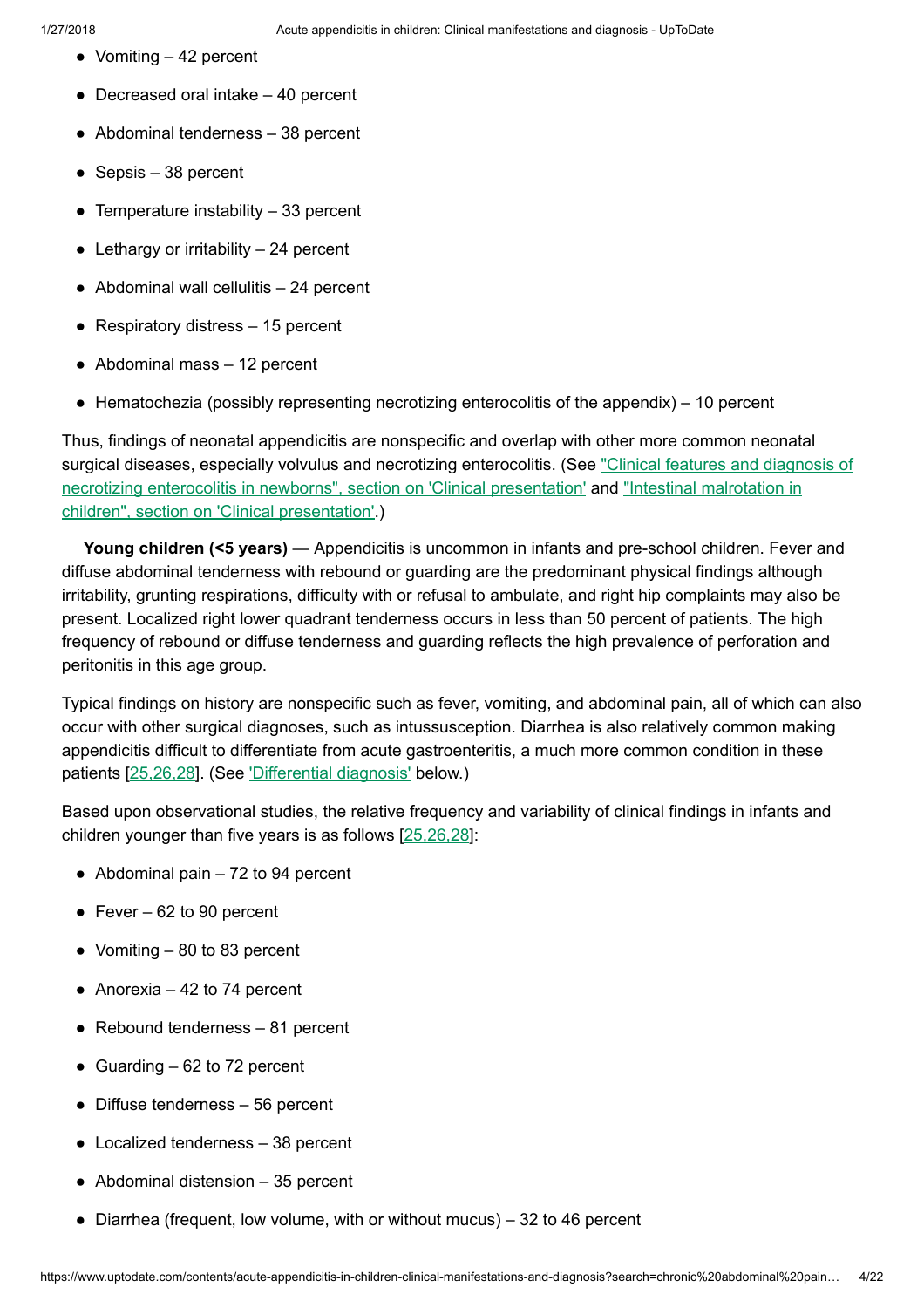- Vomiting – 42 percent
- Decreased oral intake – 40 percent
- Abdominal tenderness – 38 percent
- Sepsis – 38 percent
- Temperature instability – 33 percent
- Lethargy or irritability – 24 percent
- Abdominal wall cellulitis – 24 percent
- Respiratory distress – 15 percent
- Abdominal mass – 12 percent
- Hematochezia (possibly representing necrotizing enterocolitis of the appendix) – 10 percent

Thus, findings of neonatal appendicitis are nonspecific and overlap with other more common neonatal surgical diseases, especially volvulus and necrotizing enterocolitis. (See "Clinical features and diagnosis of necrotizing enterocolitis in newborns", section on 'Clinical presentation' and "Intestinal malrotation in children", section on 'Clinical presentation'.)

**Young children (<5 years)** — Appendicitis is uncommon in infants and pre-school children. Fever and diffuse abdominal tenderness with rebound or guarding are the predominant physical findings although irritability, grunting respirations, difficulty with or refusal to ambulate, and right hip complaints may also be present. Localized right lower quadrant tenderness occurs in less than 50 percent of patients. The high frequency of rebound or diffuse tenderness and guarding reflects the high prevalence of perforation and peritonitis in this age group.

Typical findings on history are nonspecific such as fever, vomiting, and abdominal pain, all of which can also occur with other surgical diagnoses, such as intussusception. Diarrhea is also relatively common making appendicitis difficult to differentiate from acute gastroenteritis, a much more common condition in these patients [25,26,28]. (See 'Differential diagnosis' below.)

Based upon observational studies, the relative frequency and variability of clinical findings in infants and children younger than five years is as follows [25,26,28]:

- Abdominal pain – 72 to 94 percent
- Fever – 62 to 90 percent
- Vomiting – 80 to 83 percent
- Anorexia – 42 to 74 percent
- Rebound tenderness – 81 percent
- Guarding – 62 to 72 percent
- Diffuse tenderness – 56 percent
- Localized tenderness – 38 percent
- Abdominal distension – 35 percent
- Diarrhea (frequent, low volume, with or without mucus) – 32 to 46 percent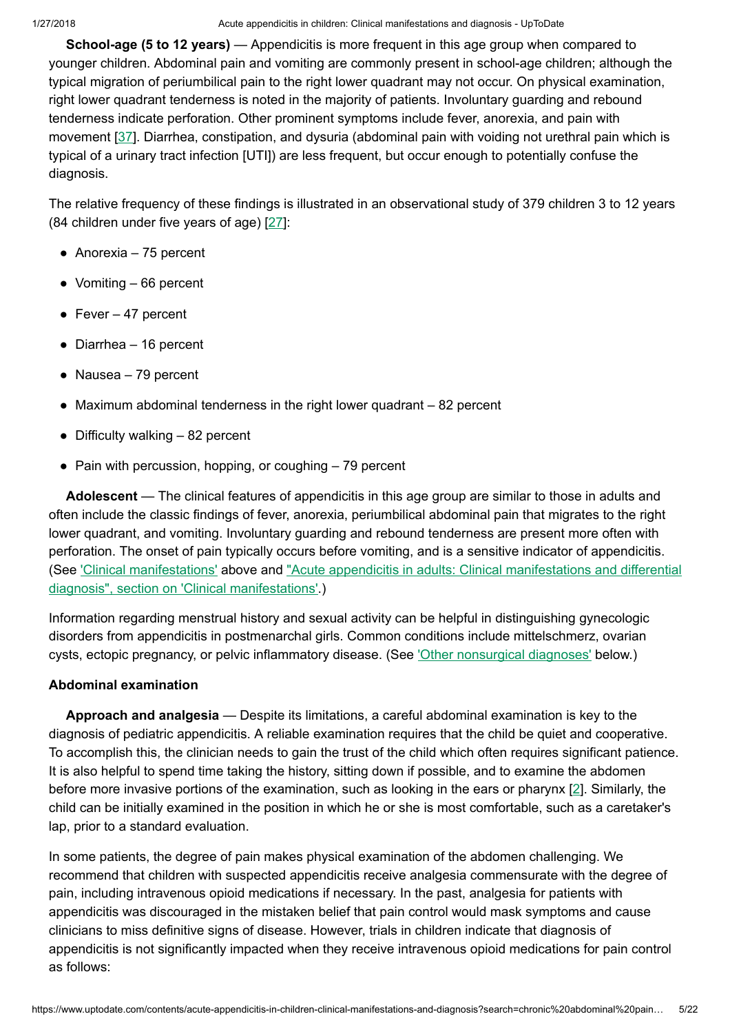**School-age (5 to 12 years)** — Appendicitis is more frequent in this age group when compared to younger children. Abdominal pain and vomiting are commonly present in school-age children; although the typical migration of periumbilical pain to the right lower quadrant may not occur. On physical examination, right lower quadrant tenderness is noted in the majority of patients. Involuntary guarding and rebound tenderness indicate perforation. Other prominent symptoms include fever, anorexia, and pain with movement [37]. Diarrhea, constipation, and dysuria (abdominal pain with voiding not urethral pain which is typical of a urinary tract infection [UTI]) are less frequent, but occur enough to potentially confuse the diagnosis.

The relative frequency of these findings is illustrated in an observational study of 379 children 3 to 12 years (84 children under five years of age) [27]:

- Anorexia – 75 percent
- Vomiting – 66 percent
- Fever – 47 percent
- Diarrhea – 16 percent
- Nausea – 79 percent
- Maximum abdominal tenderness in the right lower quadrant – 82 percent
- Difficulty walking – 82 percent
- Pain with percussion, hopping, or coughing – 79 percent

**Adolescent** — The clinical features of appendicitis in this age group are similar to those in adults and often include the classic findings of fever, anorexia, periumbilical abdominal pain that migrates to the right lower quadrant, and vomiting. Involuntary guarding and rebound tenderness are present more often with perforation. The onset of pain typically occurs before vomiting, and is a sensitive indicator of appendicitis. (See 'Clinical manifestations' above and "Acute appendicitis in adults: Clinical manifestations and differential diagnosis", section on 'Clinical manifestations'.)

Information regarding menstrual history and sexual activity can be helpful in distinguishing gynecologic disorders from appendicitis in postmenarchal girls. Common conditions include mittelschmerz, ovarian cysts, ectopic pregnancy, or pelvic inflammatory disease. (See 'Other nonsurgical diagnoses' below.)

### Abdominal examination

**Approach and analgesia** — Despite its limitations, a careful abdominal examination is key to the diagnosis of pediatric appendicitis. A reliable examination requires that the child be quiet and cooperative. To accomplish this, the clinician needs to gain the trust of the child which often requires significant patience. It is also helpful to spend time taking the history, sitting down if possible, and to examine the abdomen before more invasive portions of the examination, such as looking in the ears or pharynx [2]. Similarly, the child can be initially examined in the position in which he or she is most comfortable, such as a caretaker's lap, prior to a standard evaluation.

In some patients, the degree of pain makes physical examination of the abdomen challenging. We recommend that children with suspected appendicitis receive analgesia commensurate with the degree of pain, including intravenous opioid medications if necessary. In the past, analgesia for patients with appendicitis was discouraged in the mistaken belief that pain control would mask symptoms and cause clinicians to miss definitive signs of disease. However, trials in children indicate that diagnosis of appendicitis is not significantly impacted when they receive intravenous opioid medications for pain control as follows: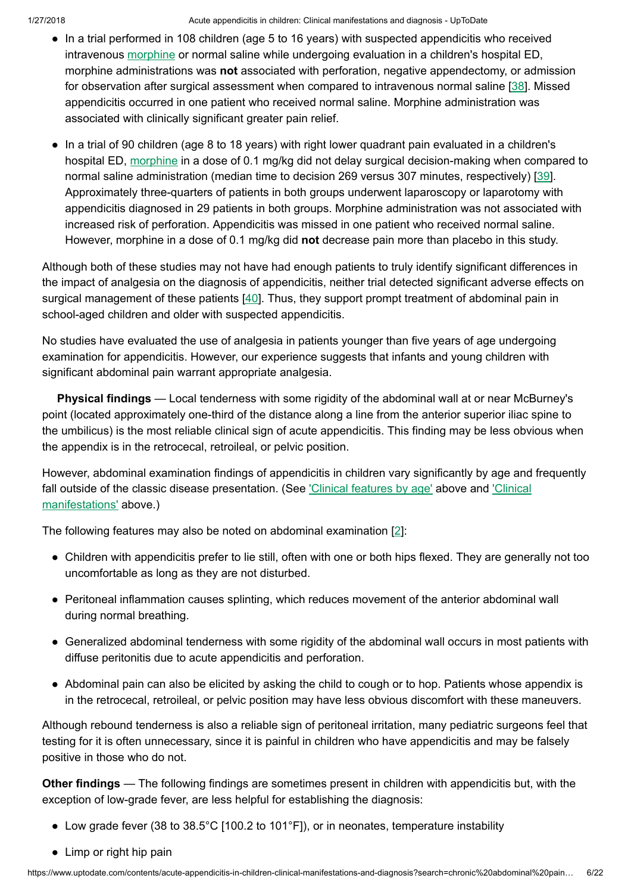- In a trial performed in 108 children (age 5 to 16 years) with suspected appendicitis who received intravenous morphine or normal saline while undergoing evaluation in a children's hospital ED, morphine administrations was **not** associated with perforation, negative appendectomy, or admission for observation after surgical assessment when compared to intravenous normal saline [38]. Missed appendicitis occurred in one patient who received normal saline. Morphine administration was associated with clinically significant greater pain relief.

- In a trial of 90 children (age 8 to 18 years) with right lower quadrant pain evaluated in a children's hospital ED, morphine in a dose of 0.1 mg/kg did not delay surgical decision-making when compared to normal saline administration (median time to decision 269 versus 307 minutes, respectively) [39]. Approximately three-quarters of patients in both groups underwent laparoscopy or laparotomy with appendicitis diagnosed in 29 patients in both groups. Morphine administration was not associated with increased risk of perforation. Appendicitis was missed in one patient who received normal saline. However, morphine in a dose of 0.1 mg/kg did **not** decrease pain more than placebo in this study.

Although both of these studies may not have had enough patients to truly identify significant differences in the impact of analgesia on the diagnosis of appendicitis, neither trial detected significant adverse effects on surgical management of these patients [40]. Thus, they support prompt treatment of abdominal pain in school-aged children and older with suspected appendicitis.

No studies have evaluated the use of analgesia in patients younger than five years of age undergoing examination for appendicitis. However, our experience suggests that infants and young children with significant abdominal pain warrant appropriate analgesia.

**Physical findings** — Local tenderness with some rigidity of the abdominal wall at or near McBurney's point (located approximately one-third of the distance along a line from the anterior superior iliac spine to the umbilicus) is the most reliable clinical sign of acute appendicitis. This finding may be less obvious when the appendix is in the retrocecal, retroileal, or pelvic position.

However, abdominal examination findings of appendicitis in children vary significantly by age and frequently fall outside of the classic disease presentation. (See 'Clinical features by age' above and 'Clinical manifestations' above.)

The following features may also be noted on abdominal examination [2]:

- Children with appendicitis prefer to lie still, often with one or both hips flexed. They are generally not too uncomfortable as long as they are not disturbed.

- Peritoneal inflammation causes splinting, which reduces movement of the anterior abdominal wall during normal breathing.

- Generalized abdominal tenderness with some rigidity of the abdominal wall occurs in most patients with diffuse peritonitis due to acute appendicitis and perforation.

- Abdominal pain can also be elicited by asking the child to cough or to hop. Patients whose appendix is in the retrocecal, retroileal, or pelvic position may have less obvious discomfort with these maneuvers.

Although rebound tenderness is also a reliable sign of peritoneal irritation, many pediatric surgeons feel that testing for it is often unnecessary, since it is painful in children who have appendicitis and may be falsely positive in those who do not.

**Other findings** — The following findings are sometimes present in children with appendicitis but, with the exception of low-grade fever, are less helpful for establishing the diagnosis:

- Low grade fever (38 to 38.5°C [100.2 to 101°F]), or in neonates, temperature instability

- Limp or right hip pain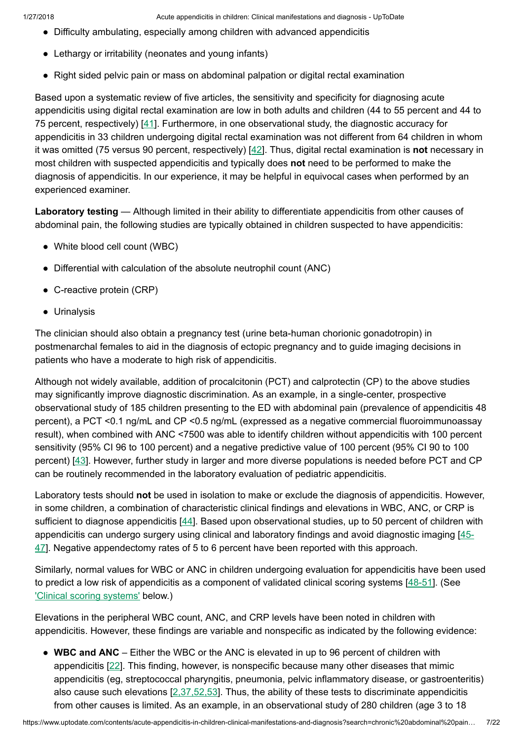- Difficulty ambulating, especially among children with advanced appendicitis
- Lethargy or irritability (neonates and young infants)
- Right sided pelvic pain or mass on abdominal palpation or digital rectal examination

Based upon a systematic review of five articles, the sensitivity and specificity for diagnosing acute appendicitis using digital rectal examination are low in both adults and children (44 to 55 percent and 44 to 75 percent, respectively) [41]. Furthermore, in one observational study, the diagnostic accuracy for appendicitis in 33 children undergoing digital rectal examination was not different from 64 children in whom it was omitted (75 versus 90 percent, respectively) [42]. Thus, digital rectal examination is **not** necessary in most children with suspected appendicitis and typically does **not** need to be performed to make the diagnosis of appendicitis. In our experience, it may be helpful in equivocal cases when performed by an experienced examiner.

**Laboratory testing** — Although limited in their ability to differentiate appendicitis from other causes of abdominal pain, the following studies are typically obtained in children suspected to have appendicitis:

- White blood cell count (WBC)
- Differential with calculation of the absolute neutrophil count (ANC)
- C-reactive protein (CRP)
- Urinalysis

The clinician should also obtain a pregnancy test (urine beta-human chorionic gonadotropin) in postmenarchal females to aid in the diagnosis of ectopic pregnancy and to guide imaging decisions in patients who have a moderate to high risk of appendicitis.

Although not widely available, addition of procalcitonin (PCT) and calprotectin (CP) to the above studies may significantly improve diagnostic discrimination. As an example, in a single-center, prospective observational study of 185 children presenting to the ED with abdominal pain (prevalence of appendicitis 48 percent), a PCT <0.1 ng/mL and CP <0.5 ng/mL (expressed as a negative commercial fluoroimmunoassay result), when combined with ANC <7500 was able to identify children without appendicitis with 100 percent sensitivity (95% CI 96 to 100 percent) and a negative predictive value of 100 percent (95% CI 90 to 100 percent) [43]. However, further study in larger and more diverse populations is needed before PCT and CP can be routinely recommended in the laboratory evaluation of pediatric appendicitis.

Laboratory tests should **not** be used in isolation to make or exclude the diagnosis of appendicitis. However, in some children, a combination of characteristic clinical findings and elevations in WBC, ANC, or CRP is sufficient to diagnose appendicitis [44]. Based upon observational studies, up to 50 percent of children with appendicitis can undergo surgery using clinical and laboratory findings and avoid diagnostic imaging [45-47]. Negative appendectomy rates of 5 to 6 percent have been reported with this approach.

Similarly, normal values for WBC or ANC in children undergoing evaluation for appendicitis have been used to predict a low risk of appendicitis as a component of validated clinical scoring systems [48-51]. (See 'Clinical scoring systems' below.)

Elevations in the peripheral WBC count, ANC, and CRP levels have been noted in children with appendicitis. However, these findings are variable and nonspecific as indicated by the following evidence:

- **WBC and ANC** – Either the WBC or the ANC is elevated in up to 96 percent of children with appendicitis [22]. This finding, however, is nonspecific because many other diseases that mimic appendicitis (eg, streptococcal pharyngitis, pneumonia, pelvic inflammatory disease, or gastroenteritis) also cause such elevations [2,37,52,53]. Thus, the ability of these tests to discriminate appendicitis from other causes is limited. As an example, in an observational study of 280 children (age 3 to 18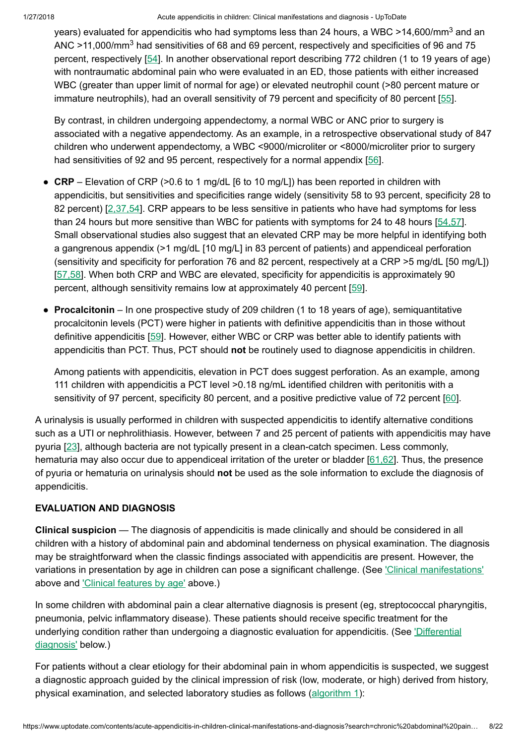years) evaluated for appendicitis who had symptoms less than 24 hours, a WBC >14,600/mm$^3$ and an ANC >11,000/mm$^3$ had sensitivities of 68 and 69 percent, respectively and specificities of 96 and 75 percent, respectively [54]. In another observational report describing 772 children (1 to 19 years of age) with nontraumatic abdominal pain who were evaluated in an ED, those patients with either increased WBC (greater than upper limit of normal for age) or elevated neutrophil count (>80 percent mature or immature neutrophils), had an overall sensitivity of 79 percent and specificity of 80 percent [55].

By contrast, in children undergoing appendectomy, a normal WBC or ANC prior to surgery is associated with a negative appendectomy. As an example, in a retrospective observational study of 847 children who underwent appendectomy, a WBC <9000/microliter or <8000/microliter prior to surgery had sensitivities of 92 and 95 percent, respectively for a normal appendix [56].

- **CRP** – Elevation of CRP (>0.6 to 1 mg/dL [6 to 10 mg/L]) has been reported in children with appendicitis, but sensitivities and specificities range widely (sensitivity 58 to 93 percent, specificity 28 to 82 percent) [2,37,54]. CRP appears to be less sensitive in patients who have had symptoms for less than 24 hours but more sensitive than WBC for patients with symptoms for 24 to 48 hours [54,57]. Small observational studies also suggest that an elevated CRP may be more helpful in identifying both a gangrenous appendix (>1 mg/dL [10 mg/L] in 83 percent of patients) and appendiceal perforation (sensitivity and specificity for perforation 76 and 82 percent, respectively at a CRP >5 mg/dL [50 mg/L]) [57,58]. When both CRP and WBC are elevated, specificity for appendicitis is approximately 90 percent, although sensitivity remains low at approximately 40 percent [59].

- **Procalcitonin** – In one prospective study of 209 children (1 to 18 years of age), semiquantitative procalcitonin levels (PCT) were higher in patients with definitive appendicitis than in those without definitive appendicitis [59]. However, either WBC or CRP was better able to identify patients with appendicitis than PCT. Thus, PCT should **not** be routinely used to diagnose appendicitis in children.

  Among patients with appendicitis, elevation in PCT does suggest perforation. As an example, among 111 children with appendicitis a PCT level >0.18 ng/mL identified children with peritonitis with a sensitivity of 97 percent, specificity 80 percent, and a positive predictive value of 72 percent [60].

A urinalysis is usually performed in children with suspected appendicitis to identify alternative conditions such as a UTI or nephrolithiasis. However, between 7 and 25 percent of patients with appendicitis may have pyuria [23], although bacteria are not typically present in a clean-catch specimen. Less commonly, hematuria may also occur due to appendiceal irritation of the ureter or bladder [61,62]. Thus, the presence of pyuria or hematuria on urinalysis should **not** be used as the sole information to exclude the diagnosis of appendicitis.

## EVALUATION AND DIAGNOSIS

**Clinical suspicion** — The diagnosis of appendicitis is made clinically and should be considered in all children with a history of abdominal pain and abdominal tenderness on physical examination. The diagnosis may be straightforward when the classic findings associated with appendicitis are present. However, the variations in presentation by age in children can pose a significant challenge. (See 'Clinical manifestations' above and 'Clinical features by age' above.)

In some children with abdominal pain a clear alternative diagnosis is present (eg, streptococcal pharyngitis, pneumonia, pelvic inflammatory disease). These patients should receive specific treatment for the underlying condition rather than undergoing a diagnostic evaluation for appendicitis. (See 'Differential diagnosis' below.)

For patients without a clear etiology for their abdominal pain in whom appendicitis is suspected, we suggest a diagnostic approach guided by the clinical impression of risk (low, moderate, or high) derived from history, physical examination, and selected laboratory studies as follows (algorithm 1):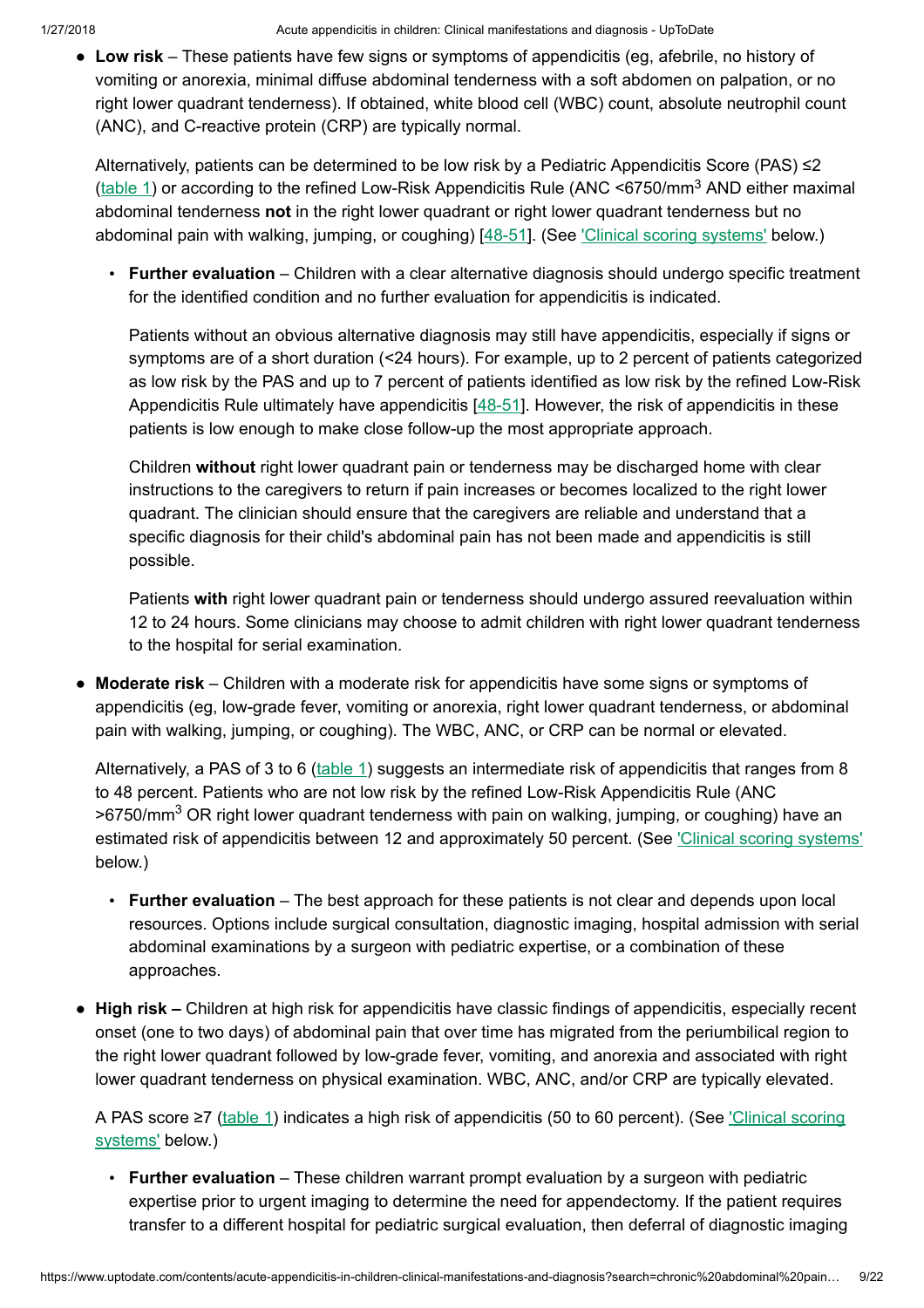- **Low risk** – These patients have few signs or symptoms of appendicitis (eg, afebrile, no history of vomiting or anorexia, minimal diffuse abdominal tenderness with a soft abdomen on palpation, or no right lower quadrant tenderness). If obtained, white blood cell (WBC) count, absolute neutrophil count (ANC), and C-reactive protein (CRP) are typically normal.

  Alternatively, patients can be determined to be low risk by a Pediatric Appendicitis Score (PAS) ≤2 (table 1) or according to the refined Low-Risk Appendicitis Rule (ANC <6750/mm$^3$ AND either maximal abdominal tenderness **not** in the right lower quadrant or right lower quadrant tenderness but no abdominal pain with walking, jumping, or coughing) [48-51]. (See 'Clinical scoring systems' below.)

  - **Further evaluation** – Children with a clear alternative diagnosis should undergo specific treatment for the identified condition and no further evaluation for appendicitis is indicated.

    Patients without an obvious alternative diagnosis may still have appendicitis, especially if signs or symptoms are of a short duration (<24 hours). For example, up to 2 percent of patients categorized as low risk by the PAS and up to 7 percent of patients identified as low risk by the refined Low-Risk Appendicitis Rule ultimately have appendicitis [48-51]. However, the risk of appendicitis in these patients is low enough to make close follow-up the most appropriate approach.

    Children **without** right lower quadrant pain or tenderness may be discharged home with clear instructions to the caregivers to return if pain increases or becomes localized to the right lower quadrant. The clinician should ensure that the caregivers are reliable and understand that a specific diagnosis for their child's abdominal pain has not been made and appendicitis is still possible.

    Patients **with** right lower quadrant pain or tenderness should undergo assured reevaluation within 12 to 24 hours. Some clinicians may choose to admit children with right lower quadrant tenderness to the hospital for serial examination.

- **Moderate risk** – Children with a moderate risk for appendicitis have some signs or symptoms of appendicitis (eg, low-grade fever, vomiting or anorexia, right lower quadrant tenderness, or abdominal pain with walking, jumping, or coughing). The WBC, ANC, or CRP can be normal or elevated.

  Alternatively, a PAS of 3 to 6 (table 1) suggests an intermediate risk of appendicitis that ranges from 8 to 48 percent. Patients who are not low risk by the refined Low-Risk Appendicitis Rule (ANC >6750/mm$^3$ OR right lower quadrant tenderness with pain on walking, jumping, or coughing) have an estimated risk of appendicitis between 12 and approximately 50 percent. (See 'Clinical scoring systems' below.)

  - **Further evaluation** – The best approach for these patients is not clear and depends upon local resources. Options include surgical consultation, diagnostic imaging, hospital admission with serial abdominal examinations by a surgeon with pediatric expertise, or a combination of these approaches.

- **High risk –** Children at high risk for appendicitis have classic findings of appendicitis, especially recent onset (one to two days) of abdominal pain that over time has migrated from the periumbilical region to the right lower quadrant followed by low-grade fever, vomiting, and anorexia and associated with right lower quadrant tenderness on physical examination. WBC, ANC, and/or CRP are typically elevated.

  A PAS score ≥7 (table 1) indicates a high risk of appendicitis (50 to 60 percent). (See 'Clinical scoring systems' below.)

  - **Further evaluation** – These children warrant prompt evaluation by a surgeon with pediatric expertise prior to urgent imaging to determine the need for appendectomy. If the patient requires transfer to a different hospital for pediatric surgical evaluation, then deferral of diagnostic imaging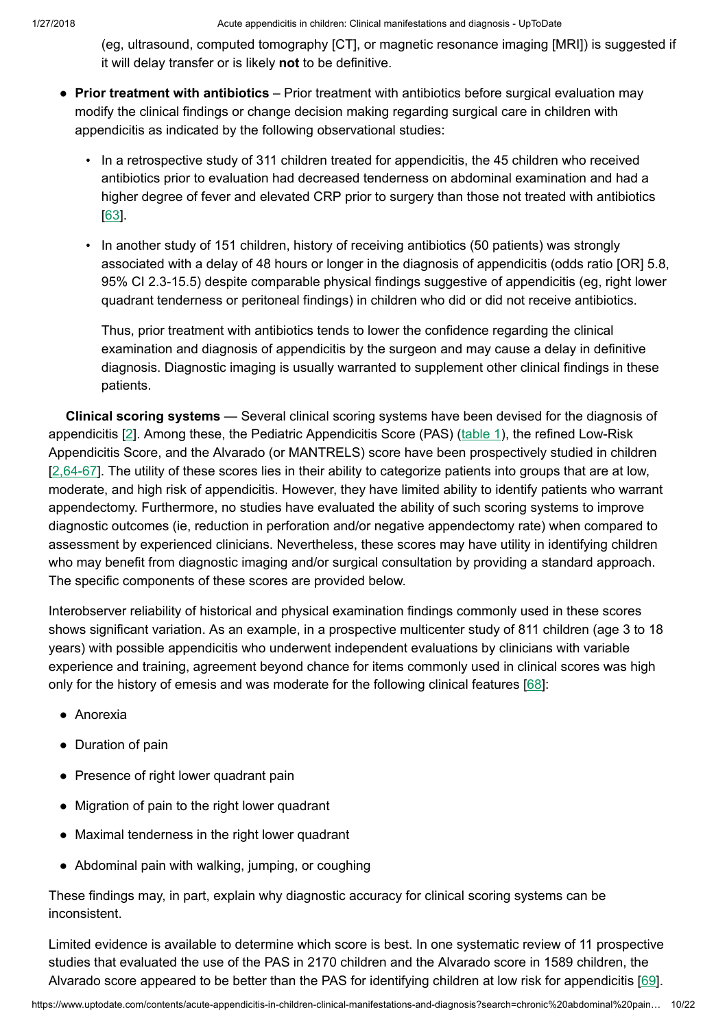(eg, ultrasound, computed tomography [CT], or magnetic resonance imaging [MRI]) is suggested if it will delay transfer or is likely **not** to be definitive.

- **Prior treatment with antibiotics** – Prior treatment with antibiotics before surgical evaluation may modify the clinical findings or change decision making regarding surgical care in children with appendicitis as indicated by the following observational studies:

  - In a retrospective study of 311 children treated for appendicitis, the 45 children who received antibiotics prior to evaluation had decreased tenderness on abdominal examination and had a higher degree of fever and elevated CRP prior to surgery than those not treated with antibiotics [63].

  - In another study of 151 children, history of receiving antibiotics (50 patients) was strongly associated with a delay of 48 hours or longer in the diagnosis of appendicitis (odds ratio [OR] 5.8, 95% CI 2.3-15.5) despite comparable physical findings suggestive of appendicitis (eg, right lower quadrant tenderness or peritoneal findings) in children who did or did not receive antibiotics.

    Thus, prior treatment with antibiotics tends to lower the confidence regarding the clinical examination and diagnosis of appendicitis by the surgeon and may cause a delay in definitive diagnosis. Diagnostic imaging is usually warranted to supplement other clinical findings in these patients.

**Clinical scoring systems** — Several clinical scoring systems have been devised for the diagnosis of appendicitis [2]. Among these, the Pediatric Appendicitis Score (PAS) (table 1), the refined Low-Risk Appendicitis Score, and the Alvarado (or MANTRELS) score have been prospectively studied in children [2,64-67]. The utility of these scores lies in their ability to categorize patients into groups that are at low, moderate, and high risk of appendicitis. However, they have limited ability to identify patients who warrant appendectomy. Furthermore, no studies have evaluated the ability of such scoring systems to improve diagnostic outcomes (ie, reduction in perforation and/or negative appendectomy rate) when compared to assessment by experienced clinicians. Nevertheless, these scores may have utility in identifying children who may benefit from diagnostic imaging and/or surgical consultation by providing a standard approach. The specific components of these scores are provided below.

Interobserver reliability of historical and physical examination findings commonly used in these scores shows significant variation. As an example, in a prospective multicenter study of 811 children (age 3 to 18 years) with possible appendicitis who underwent independent evaluations by clinicians with variable experience and training, agreement beyond chance for items commonly used in clinical scores was high only for the history of emesis and was moderate for the following clinical features [68]:

- Anorexia
- Duration of pain
- Presence of right lower quadrant pain
- Migration of pain to the right lower quadrant
- Maximal tenderness in the right lower quadrant
- Abdominal pain with walking, jumping, or coughing

These findings may, in part, explain why diagnostic accuracy for clinical scoring systems can be inconsistent.

Limited evidence is available to determine which score is best. In one systematic review of 11 prospective studies that evaluated the use of the PAS in 2170 children and the Alvarado score in 1589 children, the Alvarado score appeared to be better than the PAS for identifying children at low risk for appendicitis [69].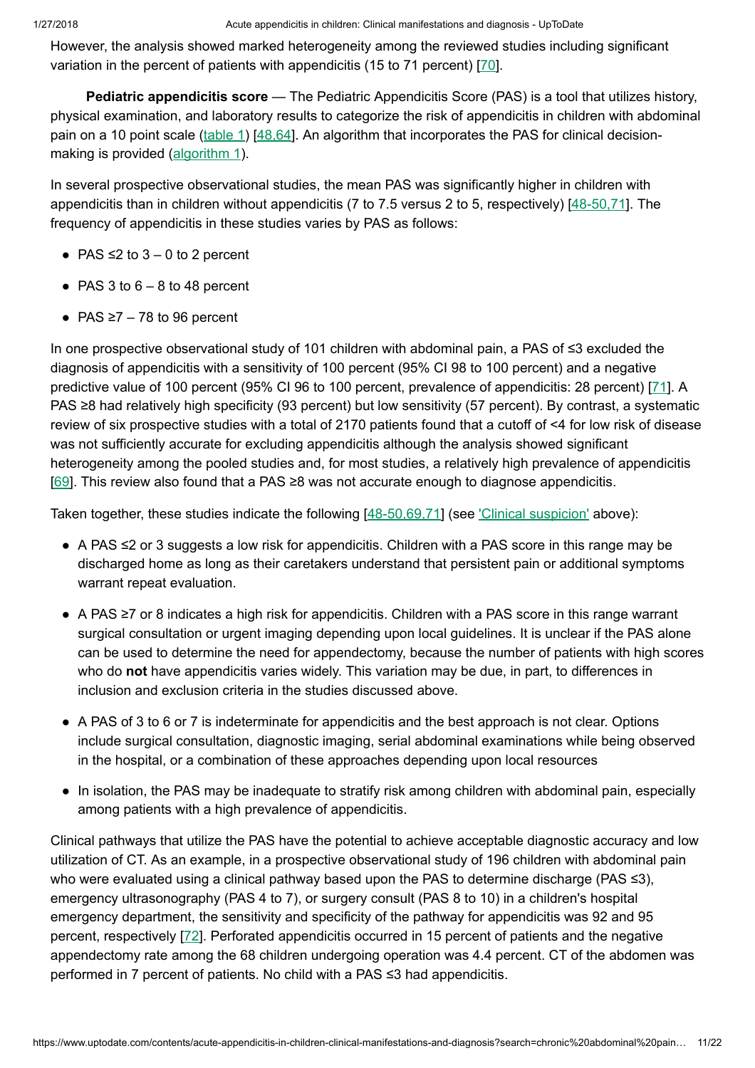However, the analysis showed marked heterogeneity among the reviewed studies including significant variation in the percent of patients with appendicitis (15 to 71 percent) [70].

**Pediatric appendicitis score** — The Pediatric Appendicitis Score (PAS) is a tool that utilizes history, physical examination, and laboratory results to categorize the risk of appendicitis in children with abdominal pain on a 10 point scale (table 1) [48,64]. An algorithm that incorporates the PAS for clinical decision-making is provided (algorithm 1).

In several prospective observational studies, the mean PAS was significantly higher in children with appendicitis than in children without appendicitis (7 to 7.5 versus 2 to 5, respectively) [48-50,71]. The frequency of appendicitis in these studies varies by PAS as follows:

- PAS ≤2 to 3 – 0 to 2 percent
- PAS 3 to 6 – 8 to 48 percent
- PAS ≥7 – 78 to 96 percent

In one prospective observational study of 101 children with abdominal pain, a PAS of ≤3 excluded the diagnosis of appendicitis with a sensitivity of 100 percent (95% CI 98 to 100 percent) and a negative predictive value of 100 percent (95% CI 96 to 100 percent, prevalence of appendicitis: 28 percent) [71]. A PAS ≥8 had relatively high specificity (93 percent) but low sensitivity (57 percent). By contrast, a systematic review of six prospective studies with a total of 2170 patients found that a cutoff of <4 for low risk of disease was not sufficiently accurate for excluding appendicitis although the analysis showed significant heterogeneity among the pooled studies and, for most studies, a relatively high prevalence of appendicitis [69]. This review also found that a PAS ≥8 was not accurate enough to diagnose appendicitis.

Taken together, these studies indicate the following [48-50,69,71] (see 'Clinical suspicion' above):

- A PAS ≤2 or 3 suggests a low risk for appendicitis. Children with a PAS score in this range may be discharged home as long as their caretakers understand that persistent pain or additional symptoms warrant repeat evaluation.
- A PAS ≥7 or 8 indicates a high risk for appendicitis. Children with a PAS score in this range warrant surgical consultation or urgent imaging depending upon local guidelines. It is unclear if the PAS alone can be used to determine the need for appendectomy, because the number of patients with high scores who do **not** have appendicitis varies widely. This variation may be due, in part, to differences in inclusion and exclusion criteria in the studies discussed above.
- A PAS of 3 to 6 or 7 is indeterminate for appendicitis and the best approach is not clear. Options include surgical consultation, diagnostic imaging, serial abdominal examinations while being observed in the hospital, or a combination of these approaches depending upon local resources
- In isolation, the PAS may be inadequate to stratify risk among children with abdominal pain, especially among patients with a high prevalence of appendicitis.

Clinical pathways that utilize the PAS have the potential to achieve acceptable diagnostic accuracy and low utilization of CT. As an example, in a prospective observational study of 196 children with abdominal pain who were evaluated using a clinical pathway based upon the PAS to determine discharge (PAS ≤3), emergency ultrasonography (PAS 4 to 7), or surgery consult (PAS 8 to 10) in a children's hospital emergency department, the sensitivity and specificity of the pathway for appendicitis was 92 and 95 percent, respectively [72]. Perforated appendicitis occurred in 15 percent of patients and the negative appendectomy rate among the 68 children undergoing operation was 4.4 percent. CT of the abdomen was performed in 7 percent of patients. No child with a PAS ≤3 had appendicitis.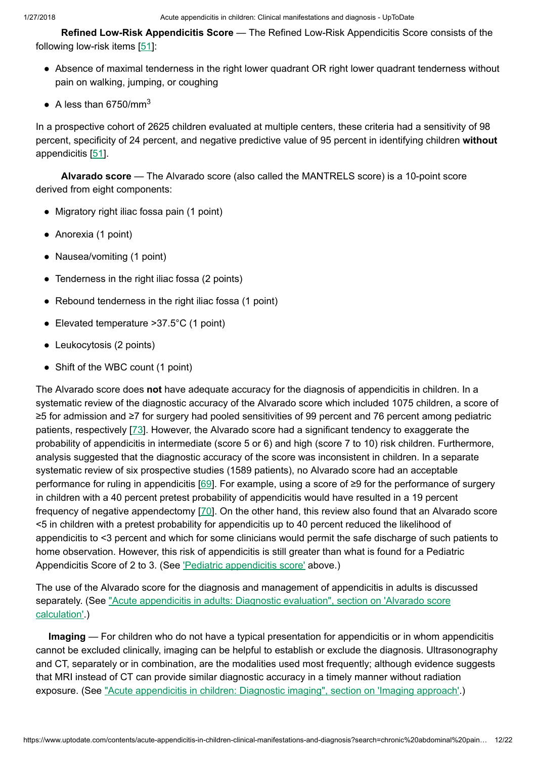**Refined Low-Risk Appendicitis Score** — The Refined Low-Risk Appendicitis Score consists of the following low-risk items [51]:

- Absence of maximal tenderness in the right lower quadrant OR right lower quadrant tenderness without pain on walking, jumping, or coughing
- A less than 6750/$mm^3$

In a prospective cohort of 2625 children evaluated at multiple centers, these criteria had a sensitivity of 98 percent, specificity of 24 percent, and negative predictive value of 95 percent in identifying children **without** appendicitis [51].

**Alvarado score** — The Alvarado score (also called the MANTRELS score) is a 10-point score derived from eight components:

- Migratory right iliac fossa pain (1 point)
- Anorexia (1 point)
- Nausea/vomiting (1 point)
- Tenderness in the right iliac fossa (2 points)
- Rebound tenderness in the right iliac fossa (1 point)
- Elevated temperature >37.5°C (1 point)
- Leukocytosis (2 points)
- Shift of the WBC count (1 point)

The Alvarado score does **not** have adequate accuracy for the diagnosis of appendicitis in children. In a systematic review of the diagnostic accuracy of the Alvarado score which included 1075 children, a score of ≥5 for admission and ≥7 for surgery had pooled sensitivities of 99 percent and 76 percent among pediatric patients, respectively [73]. However, the Alvarado score had a significant tendency to exaggerate the probability of appendicitis in intermediate (score 5 or 6) and high (score 7 to 10) risk children. Furthermore, analysis suggested that the diagnostic accuracy of the score was inconsistent in children. In a separate systematic review of six prospective studies (1589 patients), no Alvarado score had an acceptable performance for ruling in appendicitis [69]. For example, using a score of ≥9 for the performance of surgery in children with a 40 percent pretest probability of appendicitis would have resulted in a 19 percent frequency of negative appendectomy [70]. On the other hand, this review also found that an Alvarado score <5 in children with a pretest probability for appendicitis up to 40 percent reduced the likelihood of appendicitis to <3 percent and which for some clinicians would permit the safe discharge of such patients to home observation. However, this risk of appendicitis is still greater than what is found for a Pediatric Appendicitis Score of 2 to 3. (See 'Pediatric appendicitis score' above.)

The use of the Alvarado score for the diagnosis and management of appendicitis in adults is discussed separately. (See "Acute appendicitis in adults: Diagnostic evaluation", section on 'Alvarado score calculation'.)

**Imaging** — For children who do not have a typical presentation for appendicitis or in whom appendicitis cannot be excluded clinically, imaging can be helpful to establish or exclude the diagnosis. Ultrasonography and CT, separately or in combination, are the modalities used most frequently; although evidence suggests that MRI instead of CT can provide similar diagnostic accuracy in a timely manner without radiation exposure. (See "Acute appendicitis in children: Diagnostic imaging", section on 'Imaging approach'.)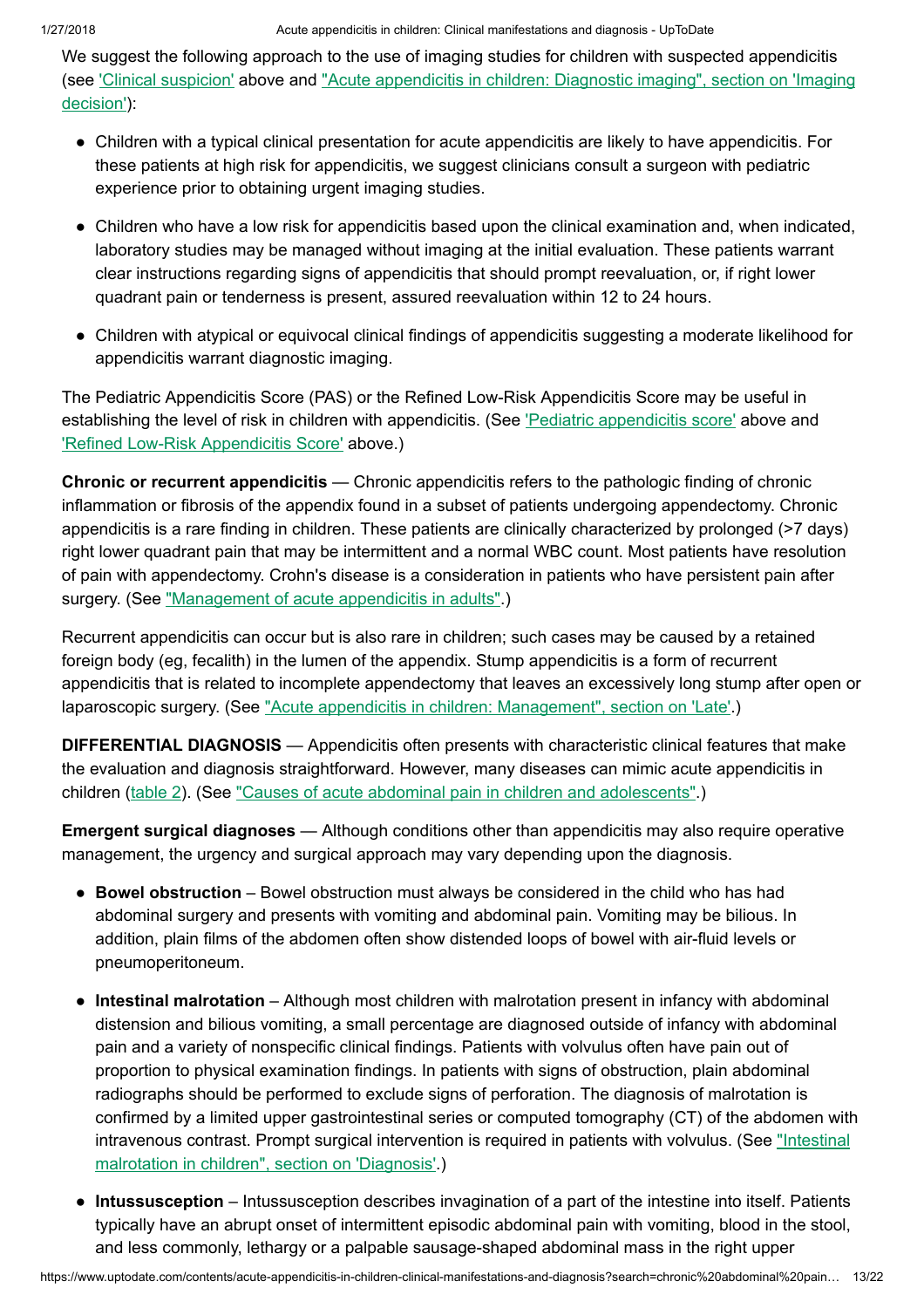We suggest the following approach to the use of imaging studies for children with suspected appendicitis (see 'Clinical suspicion' above and "Acute appendicitis in children: Diagnostic imaging", section on 'Imaging decision'):

- Children with a typical clinical presentation for acute appendicitis are likely to have appendicitis. For these patients at high risk for appendicitis, we suggest clinicians consult a surgeon with pediatric experience prior to obtaining urgent imaging studies.
- Children who have a low risk for appendicitis based upon the clinical examination and, when indicated, laboratory studies may be managed without imaging at the initial evaluation. These patients warrant clear instructions regarding signs of appendicitis that should prompt reevaluation, or, if right lower quadrant pain or tenderness is present, assured reevaluation within 12 to 24 hours.
- Children with atypical or equivocal clinical findings of appendicitis suggesting a moderate likelihood for appendicitis warrant diagnostic imaging.

The Pediatric Appendicitis Score (PAS) or the Refined Low-Risk Appendicitis Score may be useful in establishing the level of risk in children with appendicitis. (See 'Pediatric appendicitis score' above and 'Refined Low-Risk Appendicitis Score' above.)

**Chronic or recurrent appendicitis** — Chronic appendicitis refers to the pathologic finding of chronic inflammation or fibrosis of the appendix found in a subset of patients undergoing appendectomy. Chronic appendicitis is a rare finding in children. These patients are clinically characterized by prolonged (>7 days) right lower quadrant pain that may be intermittent and a normal WBC count. Most patients have resolution of pain with appendectomy. Crohn's disease is a consideration in patients who have persistent pain after surgery. (See "Management of acute appendicitis in adults".)

Recurrent appendicitis can occur but is also rare in children; such cases may be caused by a retained foreign body (eg, fecalith) in the lumen of the appendix. Stump appendicitis is a form of recurrent appendicitis that is related to incomplete appendectomy that leaves an excessively long stump after open or laparoscopic surgery. (See "Acute appendicitis in children: Management", section on 'Late'.)

**DIFFERENTIAL DIAGNOSIS** — Appendicitis often presents with characteristic clinical features that make the evaluation and diagnosis straightforward. However, many diseases can mimic acute appendicitis in children (table 2). (See "Causes of acute abdominal pain in children and adolescents".)

**Emergent surgical diagnoses** — Although conditions other than appendicitis may also require operative management, the urgency and surgical approach may vary depending upon the diagnosis.

- **Bowel obstruction** – Bowel obstruction must always be considered in the child who has had abdominal surgery and presents with vomiting and abdominal pain. Vomiting may be bilious. In addition, plain films of the abdomen often show distended loops of bowel with air-fluid levels or pneumoperitoneum.
- **Intestinal malrotation** – Although most children with malrotation present in infancy with abdominal distension and bilious vomiting, a small percentage are diagnosed outside of infancy with abdominal pain and a variety of nonspecific clinical findings. Patients with volvulus often have pain out of proportion to physical examination findings. In patients with signs of obstruction, plain abdominal radiographs should be performed to exclude signs of perforation. The diagnosis of malrotation is confirmed by a limited upper gastrointestinal series or computed tomography (CT) of the abdomen with intravenous contrast. Prompt surgical intervention is required in patients with volvulus. (See "Intestinal malrotation in children", section on 'Diagnosis'.)
- **Intussusception** – Intussusception describes invagination of a part of the intestine into itself. Patients typically have an abrupt onset of intermittent abdominal pain with vomiting, blood in the stool, and less commonly, lethargy or a palpable sausage-shaped abdominal mass in the right upper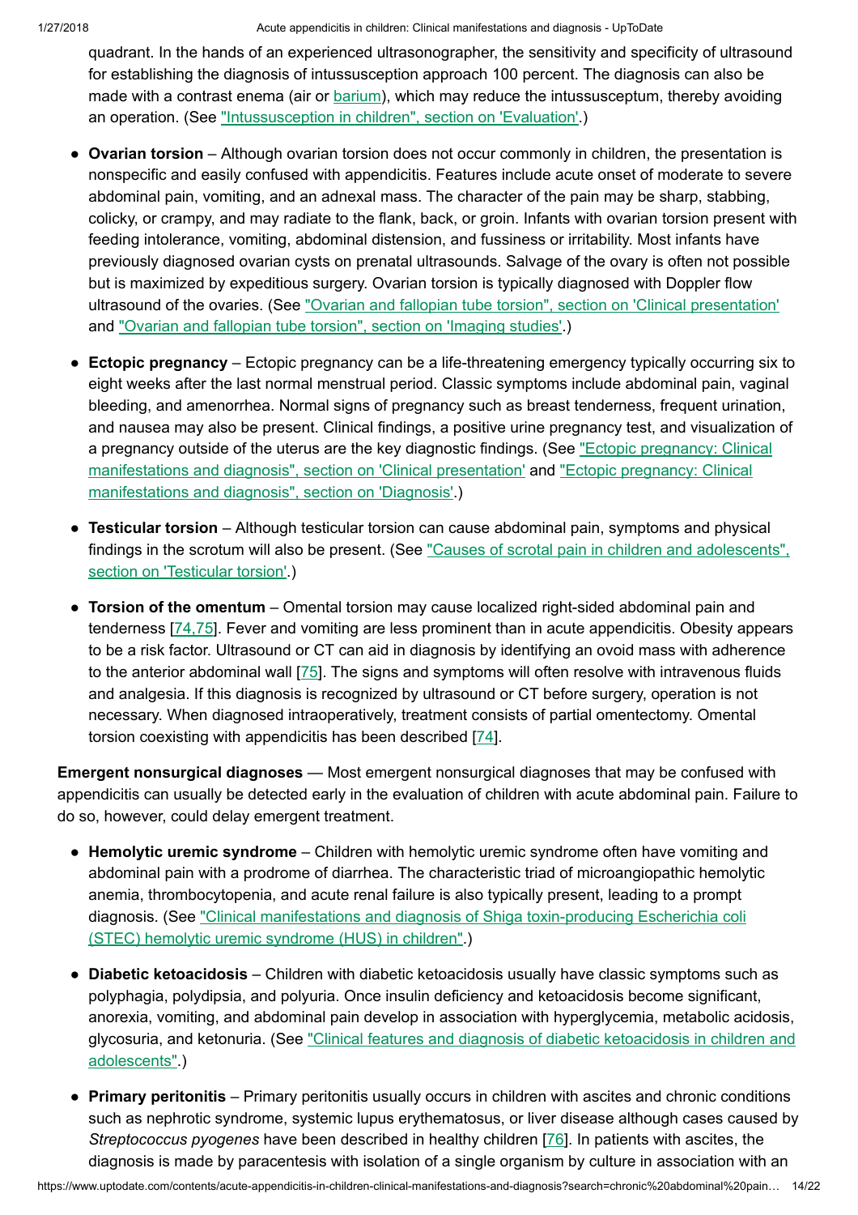quadrant. In the hands of an experienced ultrasonographer, the sensitivity and specificity of ultrasound for establishing the diagnosis of intussusception approach 100 percent. The diagnosis can also be made with a contrast enema (air or barium), which may reduce the intussusceptum, thereby avoiding an operation. (See "Intussusception in children", section on 'Evaluation'.)

- **Ovarian torsion** – Although ovarian torsion does not occur commonly in children, the presentation is nonspecific and easily confused with appendicitis. Features include acute onset of moderate to severe abdominal pain, vomiting, and an adnexal mass. The character of the pain may be sharp, stabbing, colicky, or crampy, and may radiate to the flank, back, or groin. Infants with ovarian torsion present with feeding intolerance, vomiting, abdominal distension, and fussiness or irritability. Most infants have previously diagnosed ovarian cysts on prenatal ultrasounds. Salvage of the ovary is often not possible but is maximized by expeditious surgery. Ovarian torsion is typically diagnosed with Doppler flow ultrasound of the ovaries. (See "Ovarian and fallopian tube torsion", section on 'Clinical presentation' and "Ovarian and fallopian tube torsion", section on 'Imaging studies'.)

- **Ectopic pregnancy** – Ectopic pregnancy can be a life-threatening emergency typically occurring six to eight weeks after the last normal menstrual period. Classic symptoms include abdominal pain, vaginal bleeding, and amenorrhea. Normal signs of pregnancy such as breast tenderness, frequent urination, and nausea may also be present. Clinical findings, a positive urine pregnancy test, and visualization of a pregnancy outside of the uterus are the key diagnostic findings. (See "Ectopic pregnancy: Clinical manifestations and diagnosis", section on 'Clinical presentation' and "Ectopic pregnancy: Clinical manifestations and diagnosis", section on 'Diagnosis'.)

- **Testicular torsion** – Although testicular torsion can cause abdominal pain, symptoms and physical findings in the scrotum will also be present. (See "Causes of scrotal pain in children and adolescents", section on 'Testicular torsion'.)

- **Torsion of the omentum** – Omental torsion may cause localized right-sided abdominal pain and tenderness [74,75]. Fever and vomiting are less prominent than in acute appendicitis. Obesity appears to be a risk factor. Ultrasound or CT can aid in diagnosis by identifying an ovoid mass with adherence to the anterior abdominal wall [75]. The signs and symptoms will often resolve with intravenous fluids and analgesia. If this diagnosis is recognized by ultrasound or CT before surgery, operation is not necessary. When diagnosed intraoperatively, treatment consists of partial omentectomy. Omental torsion coexisting with appendicitis has been described [74].

**Emergent nonsurgical diagnoses** — Most emergent nonsurgical diagnoses that may be confused with appendicitis can usually be detected early in the evaluation of children with acute abdominal pain. Failure to do so, however, could delay emergent treatment.

- **Hemolytic uremic syndrome** – Children with hemolytic uremic syndrome often have vomiting and abdominal pain with a prodrome of diarrhea. The characteristic triad of microangiopathic hemolytic anemia, thrombocytopenia, and acute renal failure is also typically present, leading to a prompt diagnosis. (See "Clinical manifestations and diagnosis of Shiga toxin-producing Escherichia coli (STEC) hemolytic uremic syndrome (HUS) in children".)

- **Diabetic ketoacidosis** – Children with diabetic ketoacidosis usually have classic symptoms such as polyphagia, polydipsia, and polyuria. Once insulin deficiency and ketoacidosis become significant, anorexia, vomiting, and abdominal pain develop in association with hyperglycemia, metabolic acidosis, glycosuria, and ketonuria. (See "Clinical features and diagnosis of diabetic ketoacidosis in children and adolescents".)

- **Primary peritonitis** – Primary peritonitis usually occurs in children with ascites and chronic conditions such as nephrotic syndrome, systemic lupus erythematosus, or liver disease although cases caused by *Streptococcus pyogenes* have been described in healthy children [76]. In patients with ascites, the diagnosis is made by paracentesis with isolation of a single organism by culture in association with an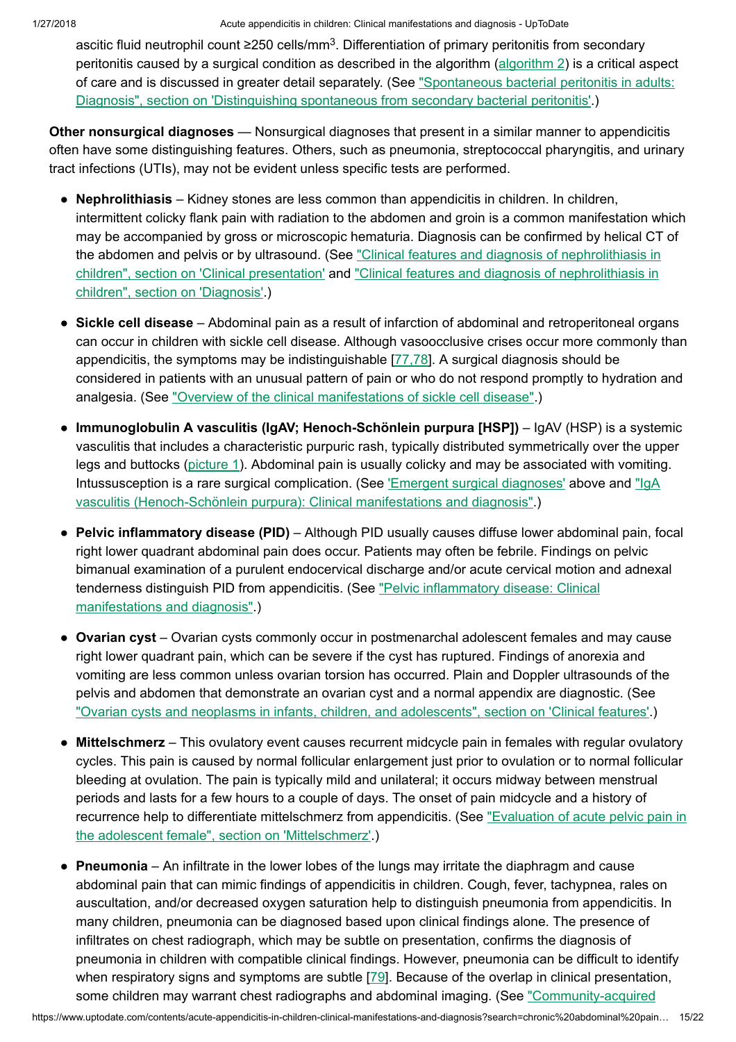ascitic fluid neutrophil count ≥250 cells/mm$^3$. Differentiation of primary peritonitis from secondary peritonitis caused by a surgical condition as described in the algorithm (algorithm 2) is a critical aspect of care and is discussed in greater detail separately. (See "Spontaneous bacterial peritonitis in adults: Diagnosis", section on 'Distinguishing spontaneous from secondary bacterial peritonitis'.)

**Other nonsurgical diagnoses** — Nonsurgical diagnoses that present in a similar manner to appendicitis often have some distinguishing features. Others, such as pneumonia, streptococcal pharyngitis, and urinary tract infections (UTIs), may not be evident unless specific tests are performed.

- **Nephrolithiasis** – Kidney stones are less common than appendicitis in children. In children, intermittent colicky flank pain with radiation to the abdomen and groin is a common manifestation which may be accompanied by gross or microscopic hematuria. Diagnosis can be confirmed by helical CT of the abdomen and pelvis or by ultrasound. (See "Clinical features and diagnosis of nephrolithiasis in children", section on 'Clinical presentation' and "Clinical features and diagnosis of nephrolithiasis in children", section on 'Diagnosis'.)

- **Sickle cell disease** – Abdominal pain as a result of infarction of abdominal and retroperitoneal organs can occur in children with sickle cell disease. Although vasoocclusive crises occur more commonly than appendicitis, the symptoms may be indistinguishable [77,78]. A surgical diagnosis should be considered in patients with an unusual pattern of pain or who do not respond promptly to hydration and analgesia. (See "Overview of the clinical manifestations of sickle cell disease".)

- **Immunoglobulin A vasculitis (IgAV; Henoch-Schönlein purpura [HSP])** – IgAV (HSP) is a systemic vasculitis that includes a characteristic purpuric rash, typically distributed symmetrically over the upper legs and buttocks (picture 1). Abdominal pain is usually colicky and may be associated with vomiting. Intussusception is a rare surgical complication. (See 'Emergent surgical diagnoses' above and "IgA vasculitis (Henoch-Schönlein purpura): Clinical manifestations and diagnosis".)

- **Pelvic inflammatory disease (PID)** – Although PID usually causes diffuse lower abdominal pain, focal right lower quadrant abdominal pain does occur. Patients may often be febrile. Findings on pelvic bimanual examination of a purulent endocervical discharge and/or acute cervical motion and adnexal tenderness distinguish PID from appendicitis. (See "Pelvic inflammatory disease: Clinical manifestations and diagnosis".)

- **Ovarian cyst** – Ovarian cysts commonly occur in postmenarchal adolescent females and may cause right lower quadrant pain, which can be severe if the cyst has ruptured. Findings of anorexia and vomiting are less common unless ovarian torsion has occurred. Plain and Doppler ultrasounds of the pelvis and abdomen that demonstrate an ovarian cyst and a normal appendix are diagnostic. (See "Ovarian cysts and neoplasms in infants, children, and adolescents", section on 'Clinical features'.)

- **Mittelschmerz** – This ovulatory event causes recurrent midcycle pain in females with regular ovulatory cycles. This pain is caused by normal follicular enlargement just prior to ovulation or to normal follicular bleeding at ovulation. The pain is typically mild and unilateral; it occurs midway between menstrual periods and lasts for a few hours to a couple of days. The onset of pain midcycle and a history of recurrence help to differentiate mittelschmerz from appendicitis. (See "Evaluation of acute pelvic pain in the adolescent female", section on 'Mittelschmerz'.)

- **Pneumonia** – An infiltrate in the lower lobes of the lungs may irritate the diaphragm and cause abdominal pain that can mimic findings of appendicitis in children. Cough, fever, tachypnea, rales on auscultation, and/or decreased oxygen saturation help to distinguish pneumonia from appendicitis. In many children, pneumonia can be diagnosed based upon clinical findings alone. The presence of infiltrates on chest radiograph, which may be subtle on presentation, confirms the diagnosis of pneumonia in children with compatible clinical findings. However, pneumonia can be difficult to identify when respiratory signs and symptoms are subtle [79]. Because of the overlap in clinical presentation, some children may warrant chest radiographs and abdominal imaging. (See "Community-acquired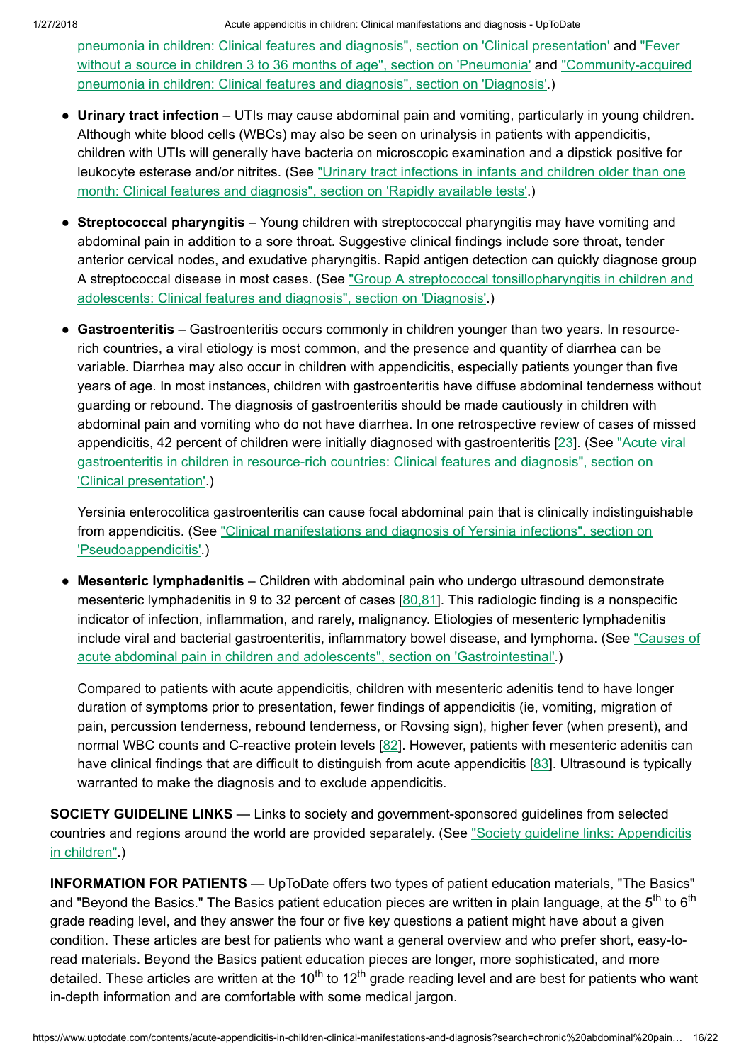pneumonia in children: Clinical features and diagnosis", section on 'Clinical presentation' and "Fever without a source in children 3 to 36 months of age", section on 'Pneumonia' and "Community-acquired pneumonia in children: Clinical features and diagnosis", section on 'Diagnosis'.)

- **Urinary tract infection** – UTIs may cause abdominal pain and vomiting, particularly in young children. Although white blood cells (WBCs) may also be seen on urinalysis in patients with appendicitis, children with UTIs will generally have bacteria on microscopic examination and a dipstick positive for leukocyte esterase and/or nitrites. (See "Urinary tract infections in infants and children older than one month: Clinical features and diagnosis", section on 'Rapidly available tests'.)

- **Streptococcal pharyngitis** – Young children with streptococcal pharyngitis may have vomiting and abdominal pain in addition to a sore throat. Suggestive clinical findings include sore throat, tender anterior cervical nodes, and exudative pharyngitis. Rapid antigen detection can quickly diagnose group A streptococcal disease in most cases. (See "Group A streptococcal tonsillopharyngitis in children and adolescents: Clinical features and diagnosis", section on 'Diagnosis'.)

- **Gastroenteritis** – Gastroenteritis occurs commonly in children younger than two years. In resource-rich countries, a viral etiology is most common, and the presence and quantity of diarrhea can be variable. Diarrhea may also occur in children with appendicitis, especially patients younger than five years of age. In most instances, children with gastroenteritis have diffuse abdominal tenderness without guarding or rebound. The diagnosis of gastroenteritis should be made cautiously in children with abdominal pain and vomiting who do not have diarrhea. In one retrospective review of cases of missed appendicitis, 42 percent of children were initially diagnosed with gastroenteritis [23]. (See "Acute viral gastroenteritis in children in resource-rich countries: Clinical features and diagnosis", section on 'Clinical presentation'.)

  Yersinia enterocolitica gastroenteritis can cause focal abdominal pain that is clinically indistinguishable from appendicitis. (See "Clinical manifestations and diagnosis of Yersinia infections", section on 'Pseudoappendicitis'.)

- **Mesenteric lymphadenitis** – Children with abdominal pain who undergo ultrasound demonstrate mesenteric lymphadenitis in 9 to 32 percent of cases [80,81]. This radiologic finding is a nonspecific indicator of infection, inflammation, and rarely, malignancy. Etiologies of mesenteric lymphadenitis include viral and bacterial gastroenteritis, inflammatory bowel disease, and lymphoma. (See "Causes of acute abdominal pain in children and adolescents", section on 'Gastrointestinal'.)

  Compared to patients with acute appendicitis, children with mesenteric adenitis tend to have longer duration of symptoms prior to presentation, fewer findings of appendicitis (ie, vomiting, migration of pain, percussion tenderness, rebound tenderness, or Rovsing sign), higher fever (when present), and normal WBC counts and C-reactive protein levels [82]. However, patients with mesenteric adenitis can have clinical findings that are difficult to distinguish from acute appendicitis [83]. Ultrasound is typically warranted to make the diagnosis and to exclude appendicitis.

**SOCIETY GUIDELINE LINKS** — Links to society and government-sponsored guidelines from selected countries and regions around the world are provided separately. (See "Society guideline links: Appendicitis in children".)

**INFORMATION FOR PATIENTS** — UpToDate offers two types of patient education materials, "The Basics" and "Beyond the Basics." The Basics patient education pieces are written in plain language, at the 5th to 6th grade reading level, and they answer the four or five key questions a patient might have about a given condition. These articles are best for patients who want a general overview and who prefer short, easy-to-read materials. Beyond the Basics patient education pieces are longer, more sophisticated, and more detailed. These articles are written at the 10th to 12th grade reading level and are best for patients who want in-depth information and are comfortable with some medical jargon.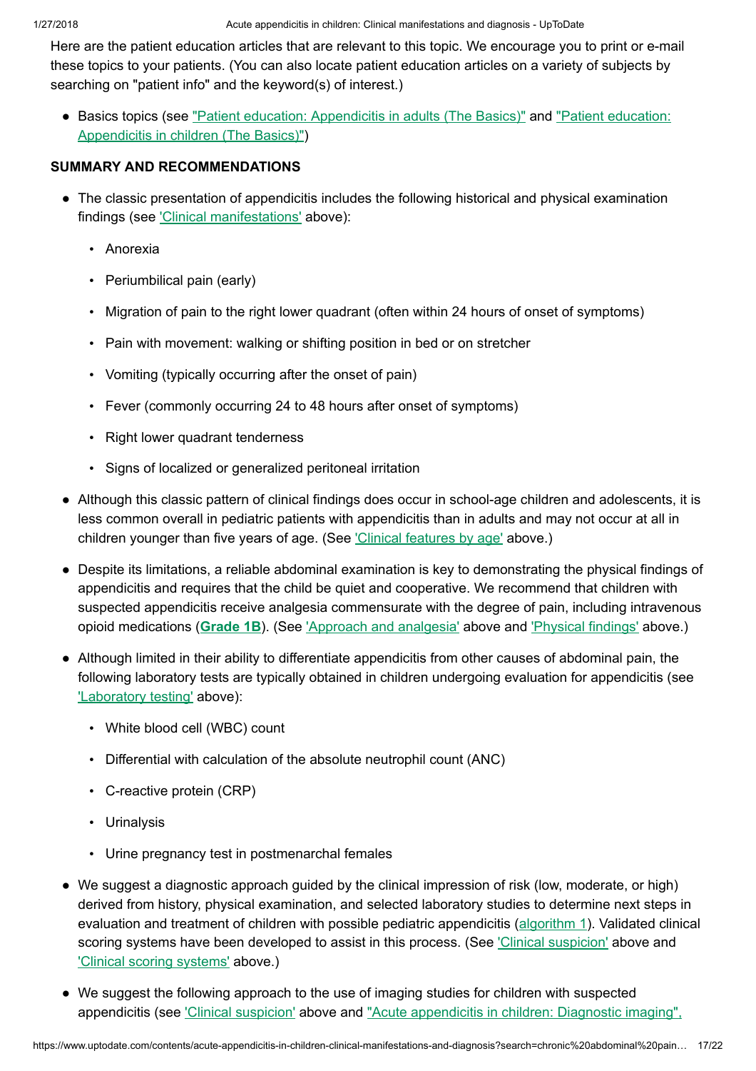Here are the patient education articles that are relevant to this topic. We encourage you to print or e-mail these topics to your patients. (You can also locate patient education articles on a variety of subjects by searching on "patient info" and the keyword(s) of interest.)

- Basics topics (see "Patient education: Appendicitis in adults (The Basics)" and "Patient education: Appendicitis in children (The Basics)")

## SUMMARY AND RECOMMENDATIONS

- The classic presentation of appendicitis includes the following historical and physical examination findings (see 'Clinical manifestations' above):
  - Anorexia
  - Periumbilical pain (early)
  - Migration of pain to the right lower quadrant (often within 24 hours of onset of symptoms)
  - Pain with movement: walking or shifting position in bed or on stretcher
  - Vomiting (typically occurring after the onset of pain)
  - Fever (commonly occurring 24 to 48 hours after onset of symptoms)
  - Right lower quadrant tenderness
  - Signs of localized or generalized peritoneal irritation
- Although this classic pattern of clinical findings does occur in school-age children and adolescents, it is less common overall in pediatric patients with appendicitis than in adults and may not occur at all in children younger than five years of age. (See 'Clinical features by age' above.)
- Despite its limitations, a reliable abdominal examination is key to demonstrating the physical findings of appendicitis and requires that the child be quiet and cooperative. We recommend that children with suspected appendicitis receive analgesia commensurate with the degree of pain, including intravenous opioid medications (**Grade 1B**). (See 'Approach and analgesia' above and 'Physical findings' above.)
- Although limited in their ability to differentiate appendicitis from other causes of abdominal pain, the following laboratory tests are typically obtained in children undergoing evaluation for appendicitis (see 'Laboratory testing' above):
  - White blood cell (WBC) count
  - Differential with calculation of the absolute neutrophil count (ANC)
  - C-reactive protein (CRP)
  - Urinalysis
  - Urine pregnancy test in postmenarchal females
- We suggest a diagnostic approach guided by the clinical impression of risk (low, moderate, or high) derived from history, physical examination, and selected laboratory studies to determine next steps in evaluation and treatment of children with possible pediatric appendicitis (algorithm 1). Validated clinical scoring systems have been developed to assist in this process. (See 'Clinical suspicion' above and 'Clinical scoring systems' above.)
- We suggest the following approach to the use of imaging studies for children with suspected appendicitis (see 'Clinical suspicion' above and "Acute appendicitis in children: Diagnostic imaging",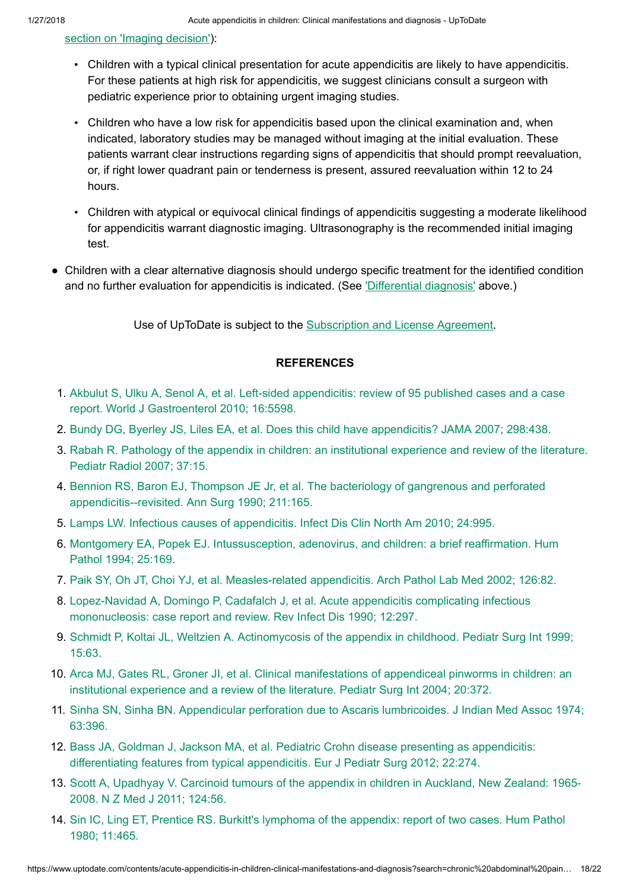section on 'Imaging decision'):

- Children with a typical clinical presentation for acute appendicitis are likely to have appendicitis. For these patients at high risk for appendicitis, we suggest clinicians consult a surgeon with pediatric experience prior to obtaining urgent imaging studies.

- Children who have a low risk for appendicitis based upon the clinical examination and, when indicated, laboratory studies may be managed without imaging at the initial evaluation. These patients warrant clear instructions regarding signs of appendicitis that should prompt reevaluation, or, if right lower quadrant pain or tenderness is present, assured reevaluation within 12 to 24 hours.

- Children with atypical or equivocal clinical findings of appendicitis suggesting a moderate likelihood for appendicitis warrant diagnostic imaging. Ultrasonography is the recommended initial imaging test.

- Children with a clear alternative diagnosis should undergo specific treatment for the identified condition and no further evaluation for appendicitis is indicated. (See 'Differential diagnosis' above.)

Use of UpToDate is subject to the Subscription and License Agreement.

## REFERENCES

1. Akbulut S, Ulku A, Senol A, et al. Left-sided appendicitis: review of 95 published cases and a case report. World J Gastroenterol 2010; 16:5598.
2. Bundy DG, Byerley JS, Liles EA, et al. Does this child have appendicitis? JAMA 2007; 298:438.
3. Rabah R. Pathology of the appendix in children: an institutional experience and review of the literature. Pediatr Radiol 2007; 37:15.
4. Bennion RS, Baron EJ, Thompson JE Jr, et al. The bacteriology of gangrenous and perforated appendicitis--revisited. Ann Surg 1990; 211:165.
5. Lamps LW. Infectious causes of appendicitis. Infect Dis Clin North Am 2010; 24:995.
6. Montgomery EA, Popek EJ. Intussusception, adenovirus, and children: a brief reaffirmation. Hum Pathol 1994; 25:169.
7. Paik SY, Oh JT, Choi YJ, et al. Measles-related appendicitis. Arch Pathol Lab Med 2002; 126:82.
8. Lopez-Navidad A, Domingo P, Cadafalch J, et al. Acute appendicitis complicating infectious mononucleosis: case report and review. Rev Infect Dis 1990; 12:297.
9. Schmidt P, Koltai JL, Weltzien A. Actinomycosis of the appendix in childhood. Pediatr Surg Int 1999; 15:63.
10. Arca MJ, Gates RL, Groner JI, et al. Clinical manifestations of appendiceal pinworms in children: an institutional experience and a review of the literature. Pediatr Surg Int 2004; 20:372.
11. Sinha SN, Sinha BN. Appendicular perforation due to Ascaris lumbricoides. J Indian Med Assoc 1974; 63:396.
12. Bass JA, Goldman J, Jackson MA, et al. Pediatric Crohn disease presenting as appendicitis: differentiating features from typical appendicitis. Eur J Pediatr Surg 2012; 22:274.
13. Scott A, Upadhyay V. Carcinoid tumours of the appendix in children in Auckland, New Zealand: 1965-2008. N Z Med J 2011; 124:56.
14. Sin IC, Ling ET, Prentice RS. Burkitt's lymphoma of the appendix: report of two cases. Hum Pathol 1980; 11:465.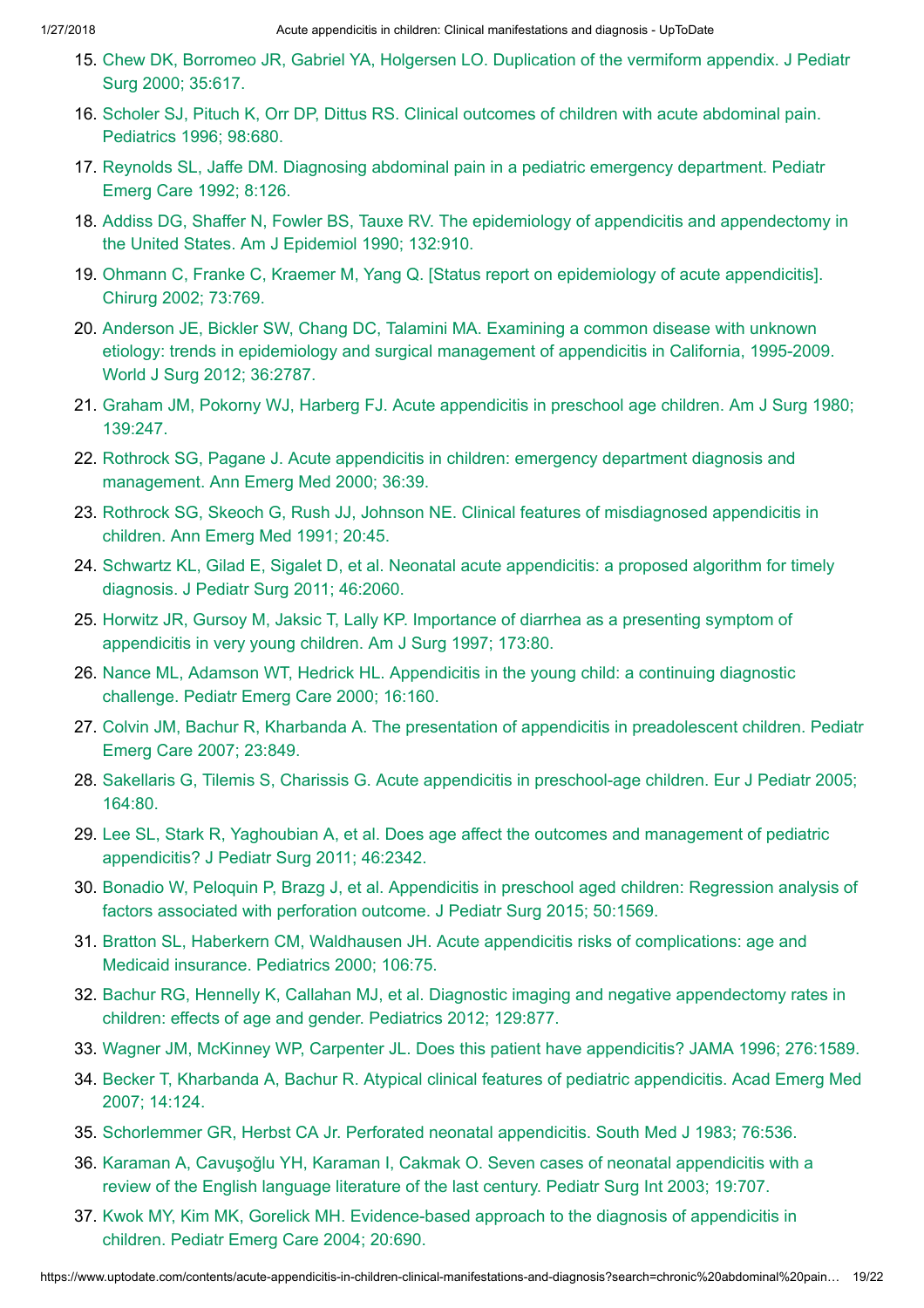15. Chew DK, Borromeo JR, Gabriel YA, Holgersen LO. Duplication of the vermiform appendix. J Pediatr Surg 2000; 35:617.
16. Scholer SJ, Pituch K, Orr DP, Dittus RS. Clinical outcomes of children with acute abdominal pain. Pediatrics 1996; 98:680.
17. Reynolds SL, Jaffe DM. Diagnosing abdominal pain in a pediatric emergency department. Pediatr Emerg Care 1992; 8:126.
18. Addiss DG, Shaffer N, Fowler BS, Tauxe RV. The epidemiology of appendicitis and appendectomy in the United States. Am J Epidemiol 1990; 132:910.
19. Ohmann C, Franke C, Kraemer M, Yang Q. [Status report on epidemiology of acute appendicitis]. Chirurg 2002; 73:769.
20. Anderson JE, Bickler SW, Chang DC, Talamini MA. Examining a common disease with unknown etiology: trends in epidemiology and surgical management of appendicitis in California, 1995-2009. World J Surg 2012; 36:2787.
21. Graham JM, Pokorny WJ, Harberg FJ. Acute appendicitis in preschool age children. Am J Surg 1980; 139:247.
22. Rothrock SG, Pagane J. Acute appendicitis in children: emergency department diagnosis and management. Ann Emerg Med 2000; 36:39.
23. Rothrock SG, Skeoch G, Rush JJ, Johnson NE. Clinical features of misdiagnosed appendicitis in children. Ann Emerg Med 1991; 20:45.
24. Schwartz KL, Gilad E, Sigalet D, et al. Neonatal acute appendicitis: a proposed algorithm for timely diagnosis. J Pediatr Surg 2011; 46:2060.
25. Horwitz JR, Gursoy M, Jaksic T, Lally KP. Importance of diarrhea as a presenting symptom of appendicitis in very young children. Am J Surg 1997; 173:80.
26. Nance ML, Adamson WT, Hedrick HL. Appendicitis in the young child: a continuing diagnostic challenge. Pediatr Emerg Care 2000; 16:160.
27. Colvin JM, Bachur R, Kharbanda A. The presentation of appendicitis in preadolescent children. Pediatr Emerg Care 2007; 23:849.
28. Sakellaris G, Tilemis S, Charissis G. Acute appendicitis in preschool-age children. Eur J Pediatr 2005; 164:80.
29. Lee SL, Stark R, Yaghoubian A, et al. Does age affect the outcomes and management of pediatric appendicitis? J Pediatr Surg 2011; 46:2342.
30. Bonadio W, Peloquin P, Brazg J, et al. Appendicitis in preschool aged children: Regression analysis of factors associated with perforation outcome. J Pediatr Surg 2015; 50:1569.
31. Bratton SL, Haberkern CM, Waldhausen JH. Acute appendicitis risks of complications: age and Medicaid insurance. Pediatrics 2000; 106:75.
32. Bachur RG, Hennelly K, Callahan MJ, et al. Diagnostic imaging and negative appendectomy rates in children: effects of age and gender. Pediatrics 2012; 129:877.
33. Wagner JM, McKinney WP, Carpenter JL. Does this patient have appendicitis? JAMA 1996; 276:1589.
34. Becker T, Kharbanda A, Bachur R. Atypical clinical features of pediatric appendicitis. Acad Emerg Med 2007; 14:124.
35. Schorlemmer GR, Herbst CA Jr. Perforated neonatal appendicitis. South Med J 1983; 76:536.
36. Karaman A, Cavuşoğlu YH, Karaman I, Cakmak O. Seven cases of neonatal appendicitis with a review of the English language literature of the last century. Pediatr Surg Int 2003; 19:707.
37. Kwok MY, Kim MK, Gorelick MH. Evidence-based approach to the diagnosis of appendicitis in children. Pediatr Emerg Care 2004; 20:690.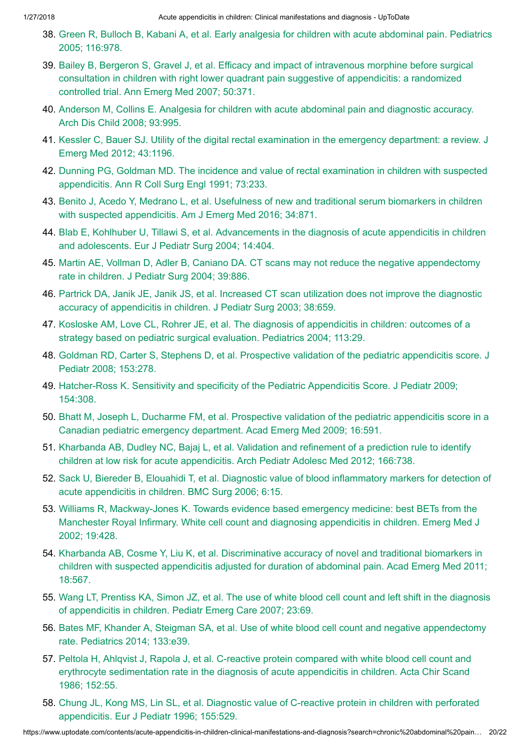38. Green R, Bulloch B, Kabani A, et al. Early analgesia for children with acute abdominal pain. Pediatrics 2005; 116:978.
39. Bailey B, Bergeron S, Gravel J, et al. Efficacy and impact of intravenous morphine before surgical consultation in children with right lower quadrant pain suggestive of appendicitis: a randomized controlled trial. Ann Emerg Med 2007; 50:371.
40. Anderson M, Collins E. Analgesia for children with acute abdominal pain and diagnostic accuracy. Arch Dis Child 2008; 93:995.
41. Kessler C, Bauer SJ. Utility of the digital rectal examination in the emergency department: a review. J Emerg Med 2012; 43:1196.
42. Dunning PG, Goldman MD. The incidence and value of rectal examination in children with suspected appendicitis. Ann R Coll Surg Engl 1991; 73:233.
43. Benito J, Acedo Y, Medrano L, et al. Usefulness of new and traditional serum biomarkers in children with suspected appendicitis. Am J Emerg Med 2016; 34:871.
44. Blab E, Kohlhuber U, Tillawi S, et al. Advancements in the diagnosis of acute appendicitis in children and adolescents. Eur J Pediatr Surg 2004; 14:404.
45. Martin AE, Vollman D, Adler B, Caniano DA. CT scans may not reduce the negative appendectomy rate in children. J Pediatr Surg 2004; 39:886.
46. Partrick DA, Janik JE, Janik JS, et al. Increased CT scan utilization does not improve the diagnostic accuracy of appendicitis in children. J Pediatr Surg 2003; 38:659.
47. Kosloske AM, Love CL, Rohrer JE, et al. The diagnosis of appendicitis in children: outcomes of a strategy based on pediatric surgical evaluation. Pediatrics 2004; 113:29.
48. Goldman RD, Carter S, Stephens D, et al. Prospective validation of the pediatric appendicitis score. J Pediatr 2008; 153:278.
49. Hatcher-Ross K. Sensitivity and specificity of the Pediatric Appendicitis Score. J Pediatr 2009; 154:308.
50. Bhatt M, Joseph L, Ducharme FM, et al. Prospective validation of the pediatric appendicitis score in a Canadian pediatric emergency department. Acad Emerg Med 2009; 16:591.
51. Kharbanda AB, Dudley NC, Bajaj L, et al. Validation and refinement of a prediction rule to identify children at low risk for acute appendicitis. Arch Pediatr Adolesc Med 2012; 166:738.
52. Sack U, Biereder B, Elouahidi T, et al. Diagnostic value of blood inflammatory markers for detection of acute appendicitis in children. BMC Surg 2006; 6:15.
53. Williams R, Mackway-Jones K. Towards evidence based emergency medicine: best BETs from the Manchester Royal Infirmary. White cell count and diagnosing appendicitis in children. Emerg Med J 2002; 19:428.
54. Kharbanda AB, Cosme Y, Liu K, et al. Discriminative accuracy of novel and traditional biomarkers in children with suspected appendicitis adjusted for duration of abdominal pain. Acad Emerg Med 2011; 18:567.
55. Wang LT, Prentiss KA, Simon JZ, et al. The use of white blood cell count and left shift in the diagnosis of appendicitis in children. Pediatr Emerg Care 2007; 23:69.
56. Bates MF, Khander A, Steigman SA, et al. Use of white blood cell count and negative appendectomy rate. Pediatrics 2014; 133:e39.
57. Peltola H, Ahlqvist J, Rapola J, et al. C-reactive protein compared with white blood cell count and erythrocyte sedimentation rate in the diagnosis of acute appendicitis in children. Acta Chir Scand 1986; 152:55.
58. Chung JL, Kong MS, Lin SL, et al. Diagnostic value of C-reactive protein in children with perforated appendicitis. Eur J Pediatr 1996; 155:529.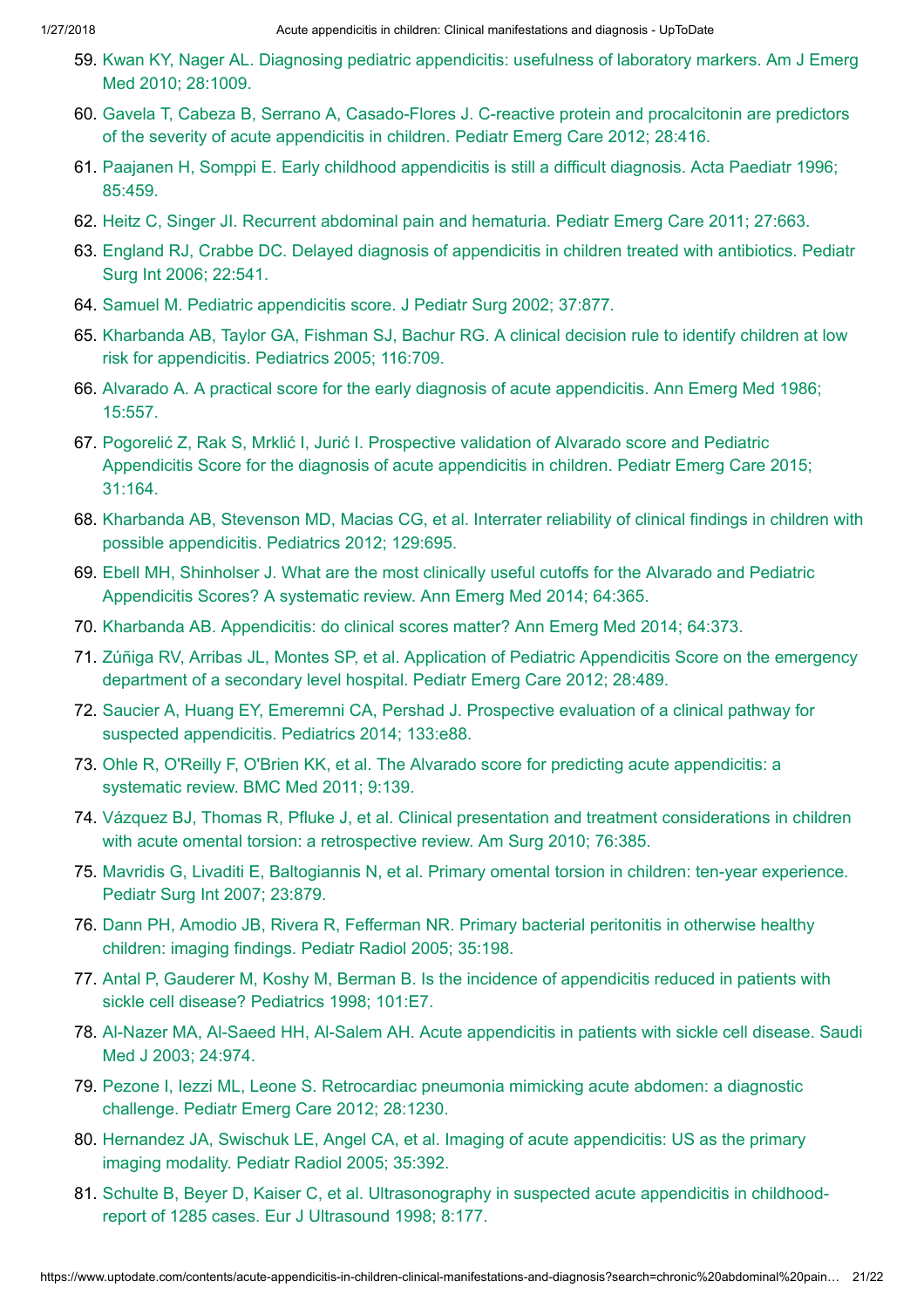59. Kwan KY, Nager AL. Diagnosing pediatric appendicitis: usefulness of laboratory markers. Am J Emerg Med 2010; 28:1009.
60. Gavela T, Cabeza B, Serrano A, Casado-Flores J. C-reactive protein and procalcitonin are predictors of the severity of acute appendicitis in children. Pediatr Emerg Care 2012; 28:416.
61. Paajanen H, Somppi E. Early childhood appendicitis is still a difficult diagnosis. Acta Paediatr 1996; 85:459.
62. Heitz C, Singer JI. Recurrent abdominal pain and hematuria. Pediatr Emerg Care 2011; 27:663.
63. England RJ, Crabbe DC. Delayed diagnosis of appendicitis in children treated with antibiotics. Pediatr Surg Int 2006; 22:541.
64. Samuel M. Pediatric appendicitis score. J Pediatr Surg 2002; 37:877.
65. Kharbanda AB, Taylor GA, Fishman SJ, Bachur RG. A clinical decision rule to identify children at low risk for appendicitis. Pediatrics 2005; 116:709.
66. Alvarado A. A practical score for the early diagnosis of acute appendicitis. Ann Emerg Med 1986; 15:557.
67. Pogorelić Z, Rak S, Mrklić I, Jurić I. Prospective validation of Alvarado score and Pediatric Appendicitis Score for the diagnosis of acute appendicitis in children. Pediatr Emerg Care 2015; 31:164.
68. Kharbanda AB, Stevenson MD, Macias CG, et al. Interrater reliability of clinical findings in children with possible appendicitis. Pediatrics 2012; 129:695.
69. Ebell MH, Shinholser J. What are the most clinically useful cutoffs for the Alvarado and Pediatric Appendicitis Scores? A systematic review. Ann Emerg Med 2014; 64:365.
70. Kharbanda AB. Appendicitis: do clinical scores matter? Ann Emerg Med 2014; 64:373.
71. Zúñiga RV, Arribas JL, Montes SP, et al. Application of Pediatric Appendicitis Score on the emergency department of a secondary level hospital. Pediatr Emerg Care 2012; 28:489.
72. Saucier A, Huang EY, Emeremni CA, Pershad J. Prospective evaluation of a clinical pathway for suspected appendicitis. Pediatrics 2014; 133:e88.
73. Ohle R, O'Reilly F, O'Brien KK, et al. The Alvarado score for predicting acute appendicitis: a systematic review. BMC Med 2011; 9:139.
74. Vázquez BJ, Thomas R, Pfluke J, et al. Clinical presentation and treatment considerations in children with acute omental torsion: a retrospective review. Am Surg 2010; 76:385.
75. Mavridis G, Livaditi E, Baltogiannis N, et al. Primary omental torsion in children: ten-year experience. Pediatr Surg Int 2007; 23:879.
76. Dann PH, Amodio JB, Rivera R, Fefferman NR. Primary bacterial peritonitis in otherwise healthy children: imaging findings. Pediatr Radiol 2005; 35:198.
77. Antal P, Gauderer M, Koshy M, Berman B. Is the incidence of appendicitis reduced in patients with sickle cell disease? Pediatrics 1998; 101:E7.
78. Al-Nazer MA, Al-Saeed HH, Al-Salem AH. Acute appendicitis in patients with sickle cell disease. Saudi Med J 2003; 24:974.
79. Pezone I, Iezzi ML, Leone S. Retrocardiac pneumonia mimicking acute abdomen: a diagnostic challenge. Pediatr Emerg Care 2012; 28:1230.
80. Hernandez JA, Swischuk LE, Angel CA, et al. Imaging of acute appendicitis: US as the primary imaging modality. Pediatr Radiol 2005; 35:392.
81. Schulte B, Beyer D, Kaiser C, et al. Ultrasonography in suspected acute appendicitis in childhood-report of 1285 cases. Eur J Ultrasound 1998; 8:177.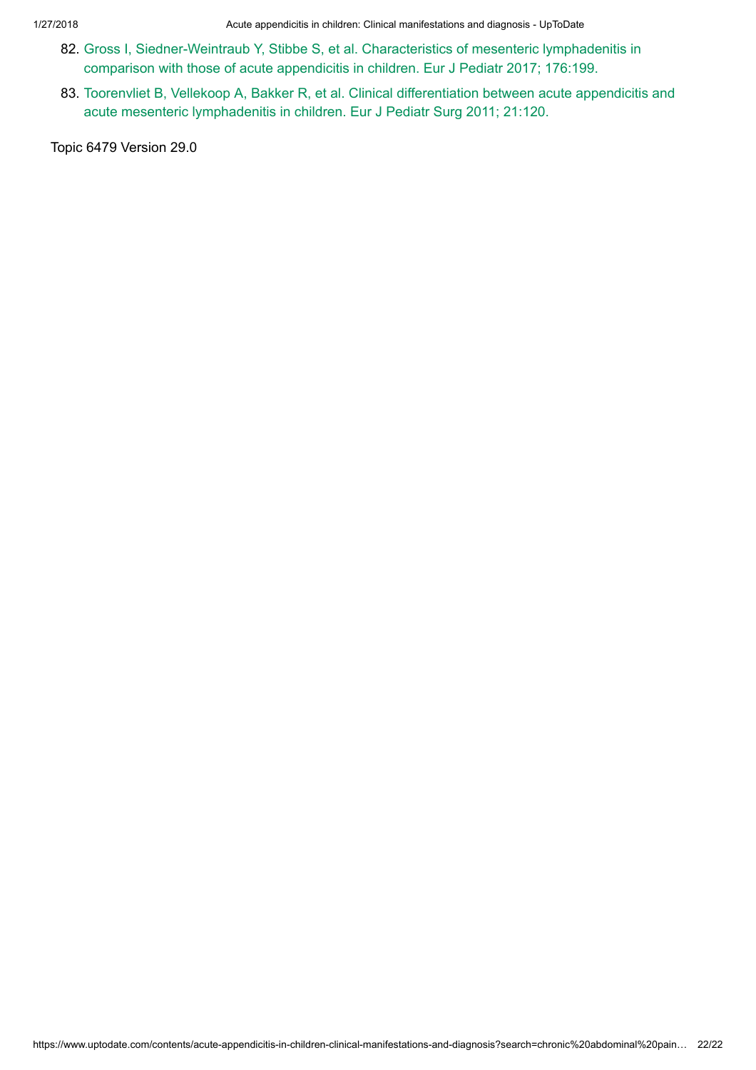82. Gross I, Siedner-Weintraub Y, Stibbe S, et al. Characteristics of mesenteric lymphadenitis in comparison with those of acute appendicitis in children. Eur J Pediatr 2017; 176:199.
83. Toorenvliet B, Vellekoop A, Bakker R, et al. Clinical differentiation between acute appendicitis and acute mesenteric lymphadenitis in children. Eur J Pediatr Surg 2011; 21:120.

Topic 6479 Version 29.0